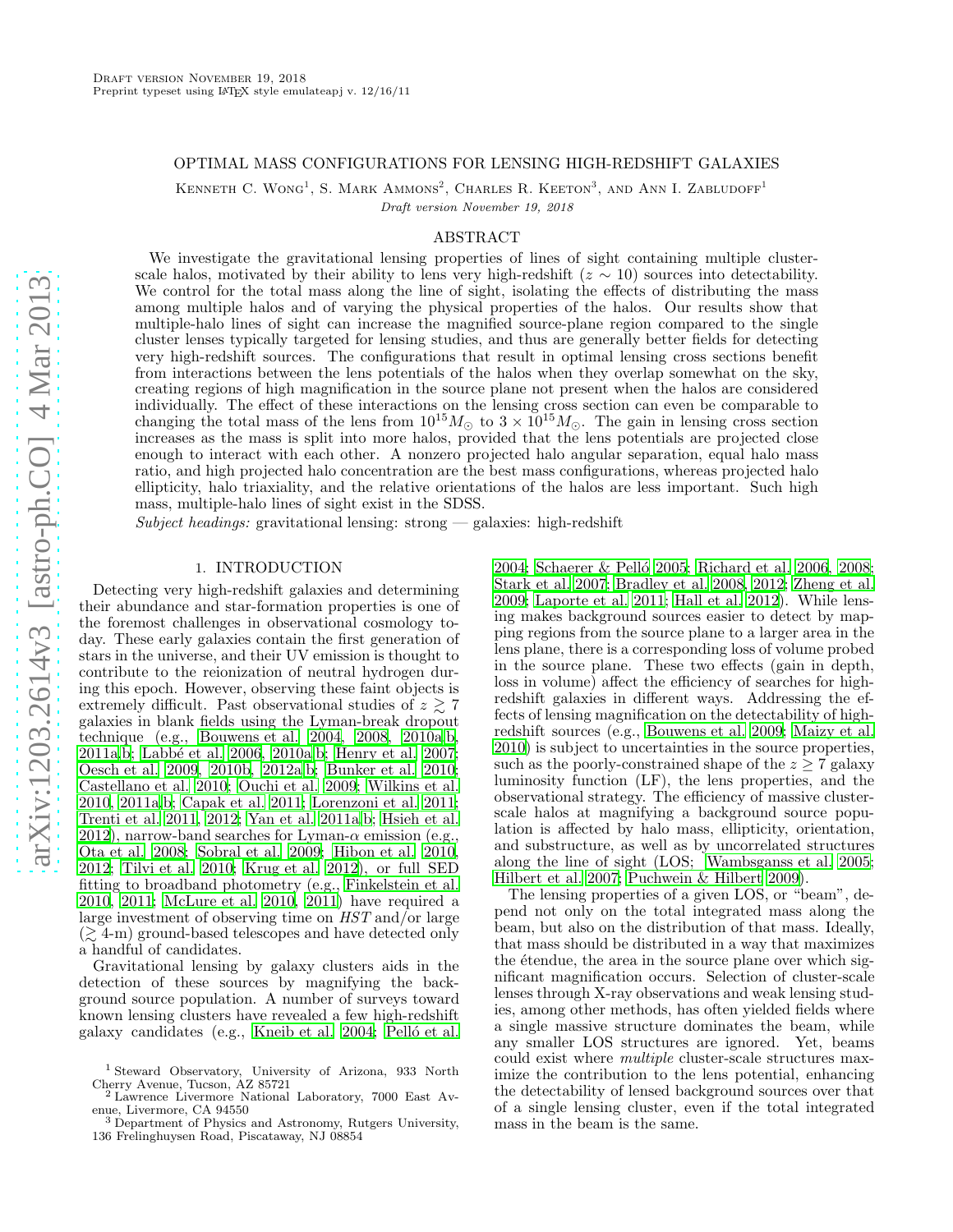# OPTIMAL MASS CONFIGURATIONS FOR LENSING HIGH-REDSHIFT GALAXIES

Kenneth C. Wong[1], S. Mark Ammons[2], Charles R. Keeton[3], and Ann I. Zabludoff[1]

*Draft version November 19, 2018*

## ABSTRACT

We investigate the gravitational lensing properties of lines of sight containing multiple cluster-scale halos, motivated by their ability to lens very high-redshift ($z \sim 10$) sources into detectability. We control for the total mass along the line of sight, isolating the effects of distributing the mass among multiple halos and of varying the physical properties of the halos. Our results show that multiple-halo lines of sight can increase the magnified source-plane region compared to the single cluster lenses typically targeted for lensing studies, and thus are generally better fields for detecting very high-redshift sources. The configurations that result in optimal lensing cross sections benefit from interactions between the lens potentials of the halos when they overlap somewhat on the sky, creating regions of high magnification in the source plane not present when the halos are considered individually. The effect of these interactions on the lensing cross section can even be comparable to changing the total mass of the lens from $10^{15}M_{\odot}$ to $3 \times 10^{15}M_{\odot}$. The gain in lensing cross section increases as the mass is split into more halos, provided that the lens potentials are projected close enough to interact with each other. A nonzero projected halo angular separation, equal halo mass ratio, and high projected halo concentration are the best mass configurations, whereas projected halo ellipticity, halo triaxiality, and the relative orientations of the halos are less important. Such high mass, multiple-halo lines of sight exist in the SDSS.

*Subject headings:* gravitational lensing: strong — galaxies: high-redshift

## 1. INTRODUCTION

Detecting very high-redshift galaxies and determining their abundance and star-formation properties is one of the foremost challenges in observational cosmology today. These early galaxies contain the first generation of stars in the universe, and their UV emission is thought to contribute to the reionization of neutral hydrogen during this epoch. However, observing these faint objects is extremely difficult. Past observational studies of $z \gtrsim 7$ galaxies in blank fields using the Lyman-break dropout technique (e.g., Bouwens et al. 2004, 2008, 2010a,b, 2011a,b; Labbé et al. 2006, 2010a,b; Henry et al. 2007; Oesch et al. 2009, 2010b, 2012a,b; Bunker et al. 2010; Castellano et al. 2010; Ouchi et al. 2009; Wilkins et al. 2010, 2011a,b; Capak et al. 2011; Lorenzoni et al. 2011; Trenti et al. 2011, 2012; Yan et al. 2011a,b; Hsieh et al. 2012), narrow-band searches for Lyman-$\alpha$ emission (e.g., Ota et al. 2008; Sobral et al. 2009; Hibon et al. 2010, 2012; Tilvi et al. 2010; Krug et al. 2012), or full SED fitting to broadband photometry (e.g., Finkelstein et al. 2010, 2011; McLure et al. 2010, 2011) have required a large investment of observing time on *HST* and/or large ($\gtrsim$ 4-m) ground-based telescopes and have detected only a handful of candidates.

Gravitational lensing by galaxy clusters aids in the detection of these sources by magnifying the background source population. A number of surveys toward known lensing clusters have revealed a few high-redshift galaxy candidates (e.g., Kneib et al. 2004; Pelló et al. 2004; Schaerer & Pelló 2005; Richard et al. 2006, 2008; Stark et al. 2007; Bradley et al. 2008, 2012; Zheng et al. 2009; Laporte et al. 2011; Hall et al. 2012). While lensing makes background sources easier to detect by mapping regions from the source plane to a larger area in the lens plane, there is a corresponding loss of volume probed in the source plane. These two effects (gain in depth, loss in volume) affect the efficiency of searches for high-redshift galaxies in different ways. Addressing the effects of lensing magnification on the detectability of high-redshift sources (e.g., Bouwens et al. 2009; Maizy et al. 2010) is subject to uncertainties in the source properties, such as the poorly-constrained shape of the $z \geq 7$ galaxy luminosity function (LF), the lens properties, and the observational strategy. The efficiency of massive cluster-scale halos at magnifying a background source population is affected by halo mass, ellipticity, orientation, and substructure, as well as by uncorrelated structures along the line of sight (LOS; Wambsganss et al. 2005; Hilbert et al. 2007; Puchwein & Hilbert 2009).

The lensing properties of a given LOS, or "beam", depend not only on the total integrated mass along the beam, but also on the distribution of that mass. Ideally, that mass should be distributed in a way that maximizes the étendue, the area in the source plane over which significant magnification occurs. Selection of cluster-scale lenses through X-ray observations and weak lensing studies, among other methods, has often yielded fields where a single massive structure dominates the beam, while any smaller LOS structures are ignored. Yet, beams could exist where *multiple* cluster-scale structures maximize the contribution to the lens potential, enhancing the detectability of lensed background sources over that of a single lensing cluster, even if the total integrated mass in the beam is the same.

[1] Steward Observatory, University of Arizona, 933 North Cherry Avenue, Tucson, AZ 85721
[2] Lawrence Livermore National Laboratory, 7000 East Avenue, Livermore, CA 94550
[3] Department of Physics and Astronomy, Rutgers University, 136 Frelinghuysen Road, Piscataway, NJ 08854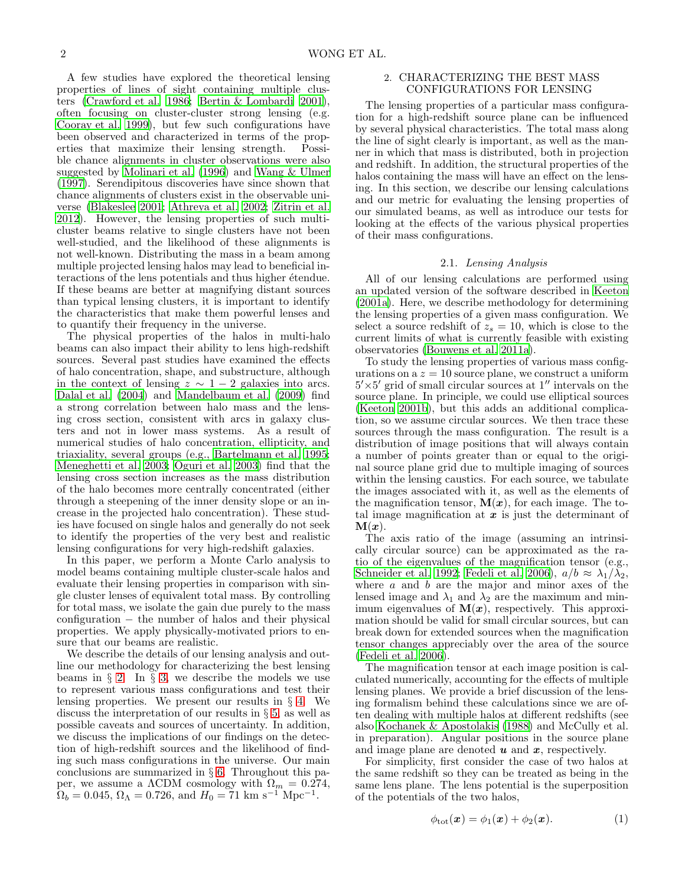A few studies have explored the theoretical lensing properties of lines of sight containing multiple clusters (Crawford et al. 1986; Bertin & Lombardi 2001), often focusing on cluster-cluster strong lensing (e.g. Cooray et al. 1999), but few such configurations have been observed and characterized in terms of the properties that maximize their lensing strength. Possible chance alignments in cluster observations were also suggested by Molinari et al. (1996) and Wang & Ulmer (1997). Serendipitous discoveries have since shown that chance alignments of clusters exist in the observable universe (Blakeslee 2001; Athreya et al. 2002; Zitrin et al. 2012). However, the lensing properties of such multi-cluster beams relative to single clusters have not been well-studied, and the likelihood of these alignments is not well-known. Distributing the mass in a beam among multiple projected lensing halos may lead to beneficial interactions of the lens potentials and thus higher étendue. If these beams are better at magnifying distant sources than typical lensing clusters, it is important to identify the characteristics that make them powerful lenses and to quantify their frequency in the universe.

The physical properties of the halos in multi-halo beams can also impact their ability to lens high-redshift sources. Several past studies have examined the effects of halo concentration, shape, and substructure, although in the context of lensing $z \sim 1-2$ galaxies into arcs. Dalal et al. (2004) and Mandelbaum et al. (2009) find a strong correlation between halo mass and the lensing cross section, consistent with arcs in galaxy clusters and not in lower mass systems. As a result of numerical studies of halo concentration, ellipticity, and triaxiality, several groups (e.g., Bartelmann et al. 1995; Meneghetti et al. 2003; Oguri et al. 2003) find that the lensing cross section increases as the mass distribution of the halo becomes more centrally concentrated (either through a steepening of the inner density slope or an increase in the projected halo concentration). These studies have focused on single halos and generally do not seek to identify the properties of the very best and realistic lensing configurations for very high-redshift galaxies.

In this paper, we perform a Monte Carlo analysis to model beams containing multiple cluster-scale halos and evaluate their lensing properties in comparison with single cluster lenses of equivalent total mass. By controlling for total mass, we isolate the gain due purely to the mass configuration − the number of halos and their physical properties. We apply physically-motivated priors to ensure that our beams are realistic.

We describe the details of our lensing analysis and outline our methodology for characterizing the best lensing beams in § 2. In § 3, we describe the models we use to represent various mass configurations and test their lensing properties. We present our results in § 4. We discuss the interpretation of our results in § 5, as well as possible caveats and sources of uncertainty. In addition, we discuss the implications of our findings on the detection of high-redshift sources and the likelihood of finding such mass configurations in the universe. Our main conclusions are summarized in § 6. Throughout this paper, we assume a ΛCDM cosmology with $\Omega_m = 0.274$, $\Omega_b = 0.045$, $\Omega_\Lambda = 0.726$, and $H_0 = 71$ km s$^{-1}$ Mpc$^{-1}$.

## 2. CHARACTERIZING THE BEST MASS CONFIGURATIONS FOR LENSING

The lensing properties of a particular mass configuration for a high-redshift source plane can be influenced by several physical characteristics. The total mass along the line of sight clearly is important, as well as the manner in which that mass is distributed, both in projection and redshift. In addition, the structural properties of the halos containing the mass will have an effect on the lensing. In this section, we describe our lensing calculations and our metric for evaluating the lensing properties of our simulated beams, as well as introduce our tests for looking at the effects of the various physical properties of their mass configurations.

### 2.1. *Lensing Analysis*

All of our lensing calculations are performed using an updated version of the software described in Keeton (2001a). Here, we describe methodology for determining the lensing properties of a given mass configuration. We select a source redshift of $z_s = 10$, which is close to the current limits of what is currently feasible with existing observatories (Bouwens et al. 2011a).

To study the lensing properties of various mass configurations on a $z = 10$ source plane, we construct a uniform $5' \times 5'$ grid of small circular sources at $1''$ intervals on the source plane. In principle, we could use elliptical sources (Keeton 2001b), but this adds an additional complication, so we assume circular sources. We then trace these sources through the mass configuration. The result is a distribution of image positions that will always contain a number of points greater than or equal to the original source plane grid due to multiple imaging of sources within the lensing caustics. For each source, we tabulate the images associated with it, as well as the elements of the magnification tensor, $\mathbf{M}(\boldsymbol{x})$, for each image. The total image magnification at $\boldsymbol{x}$ is just the determinant of $\mathbf{M}(\boldsymbol{x})$.

The axis ratio of the image (assuming an intrinsically circular source) can be approximated as the ratio of the eigenvalues of the magnification tensor (e.g., Schneider et al. 1992; Fedeli et al. 2006), $a/b \approx \lambda_1/\lambda_2$, where $a$ and $b$ are the major and minor axes of the lensed image and $\lambda_1$ and $\lambda_2$ are the maximum and minimum eigenvalues of $\mathbf{M}(\boldsymbol{x})$, respectively. This approximation should be valid for small circular sources, but can break down for extended sources when the magnification tensor changes appreciably over the area of the source (Fedeli et al. 2006).

The magnification tensor at each image position is calculated numerically, accounting for the effects of multiple lensing planes. We provide a brief discussion of the lensing formalism behind these calculations since we are often dealing with multiple halos at different redshifts (see also Kochanek & Apostolakis (1988) and McCully et al. in preparation). Angular positions in the source plane and image plane are denoted $\boldsymbol{u}$ and $\boldsymbol{x}$, respectively.

For simplicity, first consider the case of two halos at the same redshift so they can be treated as being in the same lens plane. The lens potential is the superposition of the potentials of the two halos,

$$\phi_{\rm tot}(\boldsymbol{x}) = \phi_1(\boldsymbol{x}) + \phi_2(\boldsymbol{x}). \tag{1}$$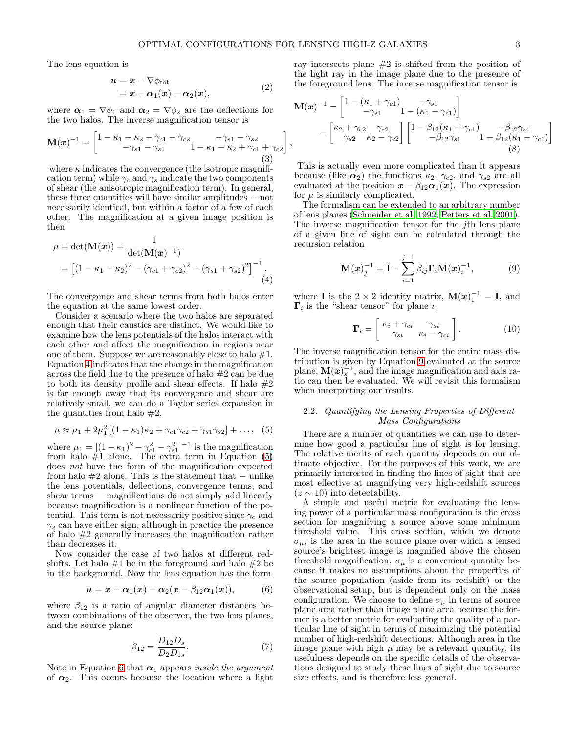The lens equation is

$$\begin{aligned}\boldsymbol{u} &= \boldsymbol{x} - \nabla\phi_{\rm tot} \\ &= \boldsymbol{x} - \boldsymbol{\alpha}_1(\boldsymbol{x}) - \boldsymbol{\alpha}_2(\boldsymbol{x}),\end{aligned} \tag{2}$$

where $\boldsymbol{\alpha}_1 = \nabla\phi_1$ and $\boldsymbol{\alpha}_2 = \nabla\phi_2$ are the deflections for the two halos. The inverse magnification tensor is

$$\mathbf{M}(\boldsymbol{x})^{-1} = \begin{bmatrix} 1-\kappa_1-\kappa_2-\gamma_{c1}-\gamma_{c2} & -\gamma_{s1}-\gamma_{s2} \\ -\gamma_{s1}-\gamma_{s1} & 1-\kappa_1-\kappa_2+\gamma_{c1}+\gamma_{c2} \end{bmatrix}, \tag{3}$$

where $\kappa$ indicates the convergence (the isotropic magnification term) while $\gamma_c$ and $\gamma_s$ indicate the two components of shear (the anisotropic magnification term). In general, these three quantities will have similar amplitudes − not necessarily identical, but within a factor of a few of each other. The magnification at a given image position is then

$$\begin{aligned}\mu &= \det(\mathbf{M}(\boldsymbol{x})) = \frac{1}{\det(\mathbf{M}(\boldsymbol{x})^{-1})} \\ &= \left[(1-\kappa_1-\kappa_2)^2 - (\gamma_{c1}+\gamma_{c2})^2 - (\gamma_{s1}+\gamma_{s2})^2\right]^{-1}.\end{aligned} \tag{4}$$

The convergence and shear terms from both halos enter the equation at the same lowest order.

Consider a scenario where the two halos are separated enough that their caustics are distinct. We would like to examine how the lens potentials of the halos interact with each other and affect the magnification in regions near one of them. Suppose we are reasonably close to halo #1. Equation 4 indicates that the change in the magnification across the field due to the presence of halo #2 can be due to both its density profile and shear effects. If halo #2 is far enough away that its convergence and shear are relatively small, we can do a Taylor series expansion in the quantities from halo #2,

$$\mu \approx \mu_1 + 2\mu_1^2\left[(1-\kappa_1)\kappa_2 + \gamma_{c1}\gamma_{c2} + \gamma_{s1}\gamma_{s2}\right] + \ldots, \tag{5}$$

where $\mu_1 = [(1-\kappa_1)^2 - \gamma_{c1}^2 - \gamma_{s1}^2]^{-1}$ is the magnification from halo #1 alone. The extra term in Equation (5) does *not* have the form of the magnification expected from halo #2 alone. This is the statement that − unlike the lens potentials, deflections, convergence terms, and shear terms − magnifications do not simply add linearly because magnification is a nonlinear function of the potential. This term is not necessarily positive since $\gamma_c$ and $\gamma_s$ can have either sign, although in practice the presence of halo #2 generally increases the magnification rather than decreases it.

Now consider the case of two halos at different redshifts. Let halo #1 be in the foreground and halo #2 be in the background. Now the lens equation has the form

$$\boldsymbol{u} = \boldsymbol{x} - \boldsymbol{\alpha}_1(\boldsymbol{x}) - \boldsymbol{\alpha}_2(\boldsymbol{x} - \beta_{12}\boldsymbol{\alpha}_1(\boldsymbol{x})), \tag{6}$$

where $\beta_{12}$ is a ratio of angular diameter distances between combinations of the observer, the two lens planes, and the source plane:

$$\beta_{12} = \frac{D_{12}D_s}{D_2 D_{1s}}. \tag{7}$$

Note in Equation 6 that $\boldsymbol{\alpha}_1$ appears *inside the argument* of $\boldsymbol{\alpha}_2$. This occurs because the location where a light ray intersects plane #2 is shifted from the position of the light ray in the image plane due to the presence of the foreground lens. The inverse magnification tensor is

$$\begin{aligned}\mathbf{M}(\boldsymbol{x})^{-1} = &\begin{bmatrix} 1-(\kappa_1+\gamma_{c1}) & -\gamma_{s1} \\ -\gamma_{s1} & 1-(\kappa_1-\gamma_{c1}) \end{bmatrix} \\ &- \begin{bmatrix} \kappa_2+\gamma_{c2} & \gamma_{s2} \\ \gamma_{s2} & \kappa_2-\gamma_{c2} \end{bmatrix} \begin{bmatrix} 1-\beta_{12}(\kappa_1+\gamma_{c1}) & -\beta_{12}\gamma_{s1} \\ -\beta_{12}\gamma_{s1} & 1-\beta_{12}(\kappa_1-\gamma_{c1}) \end{bmatrix}\end{aligned} \tag{8}$$

This is actually even more complicated than it appears because (like $\boldsymbol{\alpha}_2$) the functions $\kappa_2$, $\gamma_{c2}$, and $\gamma_{s2}$ are all evaluated at the position $\boldsymbol{x} - \beta_{12}\boldsymbol{\alpha}_1(\boldsymbol{x})$. The expression for $\mu$ is similarly complicated.

The formalism can be extended to an arbitrary number of lens planes (Schneider et al. 1992; Petters et al. 2001). The inverse magnification tensor for the $j$th lens plane of a given line of sight can be calculated through the recursion relation

$$\mathbf{M}(\boldsymbol{x})_j^{-1} = \mathbf{I} - \sum_{i=1}^{j-1} \beta_{ij}\boldsymbol{\Gamma}_i \mathbf{M}(\boldsymbol{x})_i^{-1}, \tag{9}$$

where $\mathbf{I}$ is the $2\times 2$ identity matrix, $\mathbf{M}(\boldsymbol{x})_1^{-1} = \mathbf{I}$, and $\boldsymbol{\Gamma}_i$ is the "shear tensor" for plane $i$,

$$\boldsymbol{\Gamma}_i = \begin{bmatrix} \kappa_i+\gamma_{ci} & \gamma_{si} \\ \gamma_{si} & \kappa_i-\gamma_{ci} \end{bmatrix}. \tag{10}$$

The inverse magnification tensor for the entire mass distribution is given by Equation 9 evaluated at the source plane, $\mathbf{M}(\boldsymbol{x})_s^{-1}$, and the image magnification and axis ratio can then be evaluated. We will revisit this formalism when interpreting our results.

### 2.2. *Quantifying the Lensing Properties of Different Mass Configurations*

There are a number of quantities we can use to determine how good a particular line of sight is for lensing. The relative merits of each quantity depends on our ultimate objective. For the purposes of this work, we are primarily interested in finding the lines of sight that are most effective at magnifying very high-redshift sources ($z \sim 10$) into detectability.

A simple and useful metric for evaluating the lensing power of a particular mass configuration is the cross section for magnifying a source above some minimum threshold value. This cross section, which we denote $\sigma_\mu$, is the area in the source plane over which a lensed source's brightest image is magnified above the chosen threshold magnification. $\sigma_\mu$ is a convenient quantity because it makes no assumptions about the properties of the source population (aside from its redshift) or the observational setup, but is dependent only on the mass configuration. We choose to define $\sigma_\mu$ in terms of source plane area rather than image plane area because the former is a better metric for evaluating the quality of a particular line of sight in terms of maximizing the potential number of high-redshift detections. Although area in the image plane with high $\mu$ may be a relevant quantity, its usefulness depends on the specific details of the observations designed to study these lines of sight due to source size effects, and is therefore less general.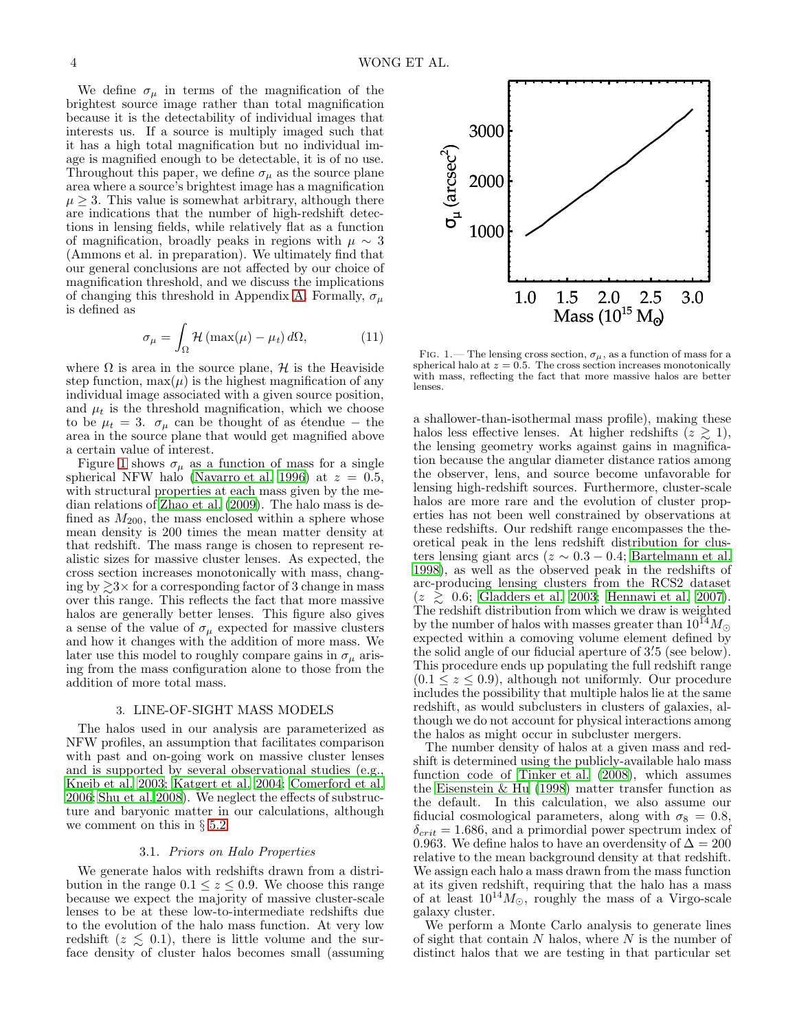We define $\sigma_\mu$ in terms of the magnification of the brightest source image rather than total magnification because it is the detectability of individual images that interests us. If a source is multiply imaged such that it has a high total magnification but no individual image is magnified enough to be detectable, it is of no use. Throughout this paper, we define $\sigma_\mu$ as the source plane area where a source's brightest image has a magnification $\mu \geq 3$. This value is somewhat arbitrary, although there are indications that the number of high-redshift detections in lensing fields, while relatively flat as a function of magnification, broadly peaks in regions with $\mu \sim 3$ (Ammons et al. in preparation). We ultimately find that our general conclusions are not affected by our choice of magnification threshold, and we discuss the implications of changing this threshold in Appendix A. Formally, $\sigma_\mu$ is defined as

$$\sigma_\mu = \int_\Omega \mathcal{H}\left(\max(\mu) - \mu_t\right) d\Omega, \tag{11}$$

where $\Omega$ is area in the source plane, $\mathcal{H}$ is the Heaviside step function, $\max(\mu)$ is the highest magnification of any individual image associated with a given source position, and $\mu_t$ is the threshold magnification, which we choose to be $\mu_t = 3$. $\sigma_\mu$ can be thought of as étendue – the area in the source plane that would get magnified above a certain value of interest.

Figure 1 shows $\sigma_\mu$ as a function of mass for a single spherical NFW halo (Navarro et al. 1996) at $z = 0.5$, with structural properties at each mass given by the median relations of Zhao et al. (2009). The halo mass is defined as $M_{200}$, the mass enclosed within a sphere whose mean density is 200 times the mean matter density at that redshift. The mass range is chosen to represent realistic sizes for massive cluster lenses. As expected, the cross section increases monotonically with mass, changing by $\gtrsim 3\times$ for a corresponding factor of 3 change in mass over this range. This reflects the fact that more massive halos are generally better lenses. This figure also gives a sense of the value of $\sigma_\mu$ expected for massive clusters and how it changes with the addition of more mass. We later use this model to roughly compare gains in $\sigma_\mu$ arising from the mass configuration alone to those from the addition of more total mass.

Fig. 1.— The lensing cross section, $\sigma_\mu$, as a function of mass for a spherical halo at $z = 0.5$. The cross section increases monotonically with mass, reflecting the fact that more massive halos are better lenses.

## 3. LINE-OF-SIGHT MASS MODELS

The halos used in our analysis are parameterized as NFW profiles, an assumption that facilitates comparison with past and on-going work on massive cluster lenses and is supported by several observational studies (e.g., Kneib et al. 2003; Katgert et al. 2004; Comerford et al. 2006; Shu et al. 2008). We neglect the effects of substructure and baryonic matter in our calculations, although we comment on this in § 5.2.

### 3.1. *Priors on Halo Properties*

We generate halos with redshifts drawn from a distribution in the range $0.1 \leq z \leq 0.9$. We choose this range because we expect the majority of massive cluster-scale lenses to be at these low-to-intermediate redshifts due to the evolution of the halo mass function. At very low redshift ($z \lesssim 0.1$), there is little volume and the surface density of cluster halos becomes small (assuming a shallower-than-isothermal mass profile), making these halos less effective lenses. At higher redshifts ($z \gtrsim 1$), the lensing geometry works against gains in magnification because the angular diameter distance ratios among the observer, lens, and source become unfavorable for lensing high-redshift sources. Furthermore, cluster-scale halos are more rare and the evolution of cluster properties has not been well constrained by observations at these redshifts. Our redshift range encompasses the theoretical peak in the lens redshift distribution for clusters lensing giant arcs ($z \sim 0.3 - 0.4$; Bartelmann et al. 1998), as well as the observed peak in the redshifts of arc-producing lensing clusters from the RCS2 dataset ($z \gtrsim 0.6$; Gladders et al. 2003; Hennawi et al. 2007). The redshift distribution from which we draw is weighted by the number of halos with masses greater than $10^{14} M_\odot$ expected within a comoving volume element defined by the solid angle of our fiducial aperture of $3\farcm5$ (see below). This procedure ends up populating the full redshift range ($0.1 \leq z \leq 0.9$), although not uniformly. Our procedure includes the possibility that multiple halos lie at the same redshift, as would subclusters in clusters of galaxies, although we do not account for physical interactions among the halos as might occur in subcluster mergers.

The number density of halos at a given mass and redshift is determined using the publicly-available halo mass function code of Tinker et al. (2008), which assumes the Eisenstein & Hu (1998) matter transfer function as the default. In this calculation, we also assume our fiducial cosmological parameters, along with $\sigma_8 = 0.8$, $\delta_{crit} = 1.686$, and a primordial power spectrum index of 0.963. We define halos to have an overdensity of $\Delta = 200$ relative to the mean background density at that redshift. We assign each halo a mass drawn from the mass function at its given redshift, requiring that the halo has a mass of at least $10^{14} M_\odot$, roughly the mass of a Virgo-scale galaxy cluster.

We perform a Monte Carlo analysis to generate lines of sight that contain $N$ halos, where $N$ is the number of distinct halos that we are testing in that particular set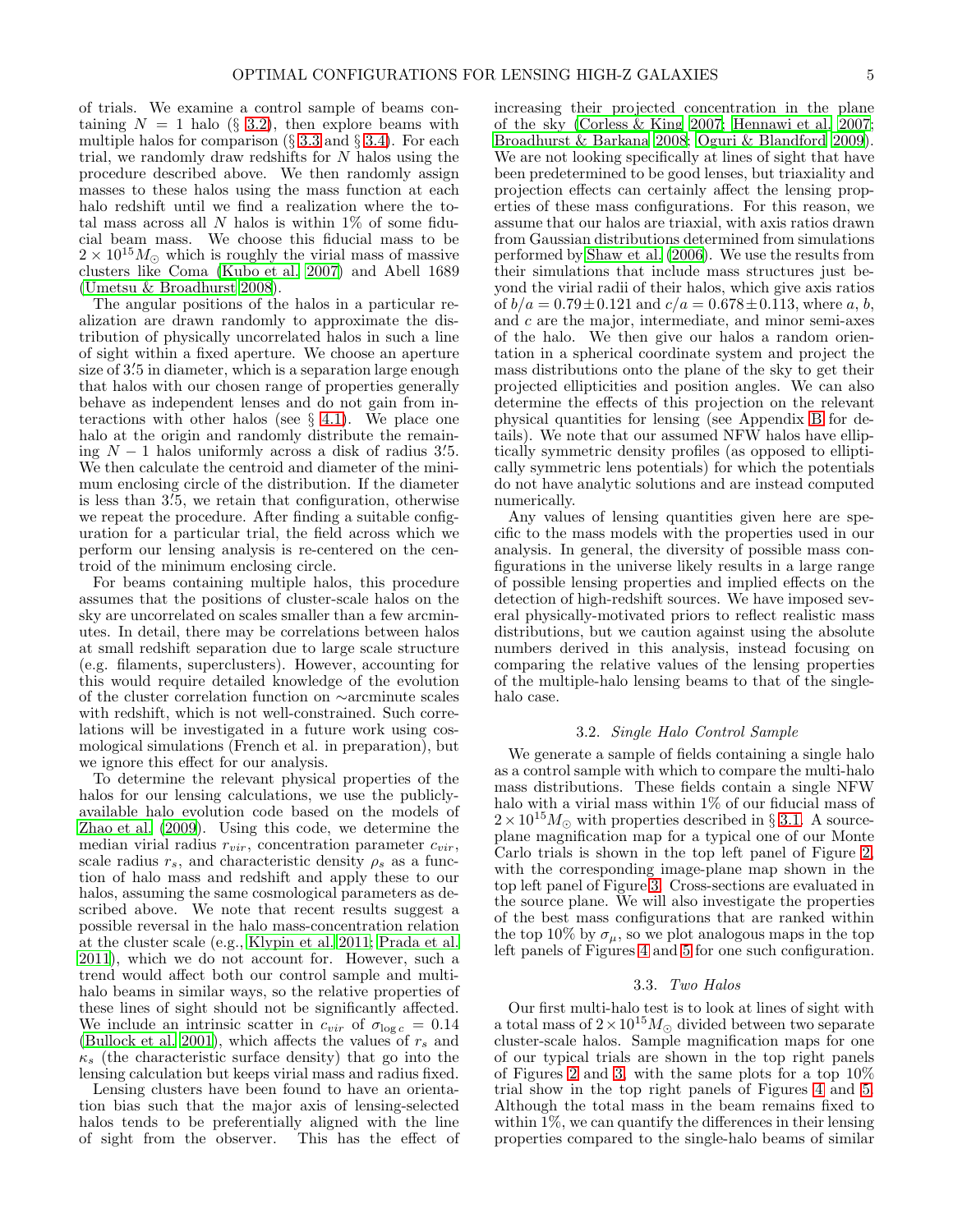of trials. We examine a control sample of beams containing $N = 1$ halo (§ 3.2), then explore beams with multiple halos for comparison (§ 3.3 and § 3.4). For each trial, we randomly draw redshifts for $N$ halos using the procedure described above. We then randomly assign masses to these halos using the mass function at each halo redshift until we find a realization where the total mass across all $N$ halos is within 1% of some fiducial beam mass. We choose this fiducial mass to be $2 \times 10^{15} M_{\odot}$ which is roughly the virial mass of massive clusters like Coma (Kubo et al. 2007) and Abell 1689 (Umetsu & Broadhurst 2008).

The angular positions of the halos in a particular realization are drawn randomly to approximate the distribution of physically uncorrelated halos in such a line of sight within a fixed aperture. We choose an aperture size of 3.′5 in diameter, which is a separation large enough that halos with our chosen range of properties generally behave as independent lenses and do not gain from interactions with other halos (see § 4.1). We place one halo at the origin and randomly distribute the remaining $N - 1$ halos uniformly across a disk of radius 3.′5. We then calculate the centroid and diameter of the minimum enclosing circle of the distribution. If the diameter is less than 3.′5, we retain that configuration, otherwise we repeat the procedure. After finding a suitable configuration for a particular trial, the field across which we perform our lensing analysis is re-centered on the centroid of the minimum enclosing circle.

For beams containing multiple halos, this procedure assumes that the positions of cluster-scale halos on the sky are uncorrelated on scales smaller than a few arcminutes. In detail, there may be correlations between halos at small redshift separation due to large scale structure (e.g. filaments, superclusters). However, accounting for this would require detailed knowledge of the evolution of the cluster correlation function on ∼arcminute scales with redshift, which is not well-constrained. Such correlations will be investigated in a future work using cosmological simulations (French et al. in preparation), but we ignore this effect for our analysis.

To determine the relevant physical properties of the halos for our lensing calculations, we use the publicly-available halo evolution code based on the models of Zhao et al. (2009). Using this code, we determine the median virial radius $r_{vir}$, concentration parameter $c_{vir}$, scale radius $r_s$, and characteristic density $\rho_s$ as a function of halo mass and redshift and apply these to our halos, assuming the same cosmological parameters as described above. We note that recent results suggest a possible reversal in the halo mass-concentration relation at the cluster scale (e.g., Klypin et al. 2011; Prada et al. 2011), which we do not account for. However, such a trend would affect both our control sample and multi-halo beams in similar ways, so the relative properties of these lines of sight should not be significantly affected. We include an intrinsic scatter in $c_{vir}$ of $\sigma_{\log c} = 0.14$ (Bullock et al. 2001), which affects the values of $r_s$ and $\kappa_s$ (the characteristic surface density) that go into the lensing calculation but keeps virial mass and radius fixed.

Lensing clusters have been found to have an orientation bias such that the major axis of lensing-selected halos tends to be preferentially aligned with the line of sight from the observer. This has the effect of increasing their projected concentration in the plane of the sky (Corless & King 2007; Hennawi et al. 2007; Broadhurst & Barkana 2008; Oguri & Blandford 2009). We are not looking specifically at lines of sight that have been predetermined to be good lenses, but triaxiality and projection effects can certainly affect the lensing properties of these mass configurations. For this reason, we assume that our halos are triaxial, with axis ratios drawn from Gaussian distributions determined from simulations performed by Shaw et al. (2006). We use the results from their simulations that include mass structures just beyond the virial radii of their halos, which give axis ratios of $b/a = 0.79 \pm 0.121$ and $c/a = 0.678 \pm 0.113$, where $a$, $b$, and $c$ are the major, intermediate, and minor semi-axes of the halo. We then give our halos a random orientation in a spherical coordinate system and project the mass distributions onto the plane of the sky to get their projected ellipticities and position angles. We can also determine the effects of this projection on the relevant physical quantities for lensing (see Appendix B for details). We note that our assumed NFW halos have elliptically symmetric density profiles (as opposed to elliptically symmetric lens potentials) for which the potentials do not have analytic solutions and are instead computed numerically.

Any values of lensing quantities given here are specific to the mass models with the properties used in our analysis. In general, the diversity of possible mass configurations in the universe likely results in a large range of possible lensing properties and implied effects on the detection of high-redshift sources. We have imposed several physically-motivated priors to reflect realistic mass distributions, but we caution against using the absolute numbers derived in this analysis, instead focusing on comparing the relative values of the lensing properties of the multiple-halo lensing beams to that of the single-halo case.

### 3.2. *Single Halo Control Sample*

We generate a sample of fields containing a single halo as a control sample with which to compare the multi-halo mass distributions. These fields contain a single NFW halo with a virial mass within 1% of our fiducial mass of $2 \times 10^{15} M_{\odot}$ with properties described in § 3.1. A source-plane magnification map for a typical one of our Monte Carlo trials is shown in the top left panel of Figure 2, with the corresponding image-plane map shown in the top left panel of Figure 3. Cross-sections are evaluated in the source plane. We will also investigate the properties of the best mass configurations that are ranked within the top 10% by $\sigma_{\mu}$, so we plot analogous maps in the top left panels of Figures 4 and 5 for one such configuration.

### 3.3. *Two Halos*

Our first multi-halo test is to look at lines of sight with a total mass of $2 \times 10^{15} M_{\odot}$ divided between two separate cluster-scale halos. Sample magnification maps for one of our typical trials are shown in the top right panels of Figures 2 and 3, with the same plots for a top 10% trial show in the top right panels of Figures 4 and 5. Although the total mass in the beam remains fixed to within 1%, we can quantify the differences in their lensing properties compared to the single-halo beams of similar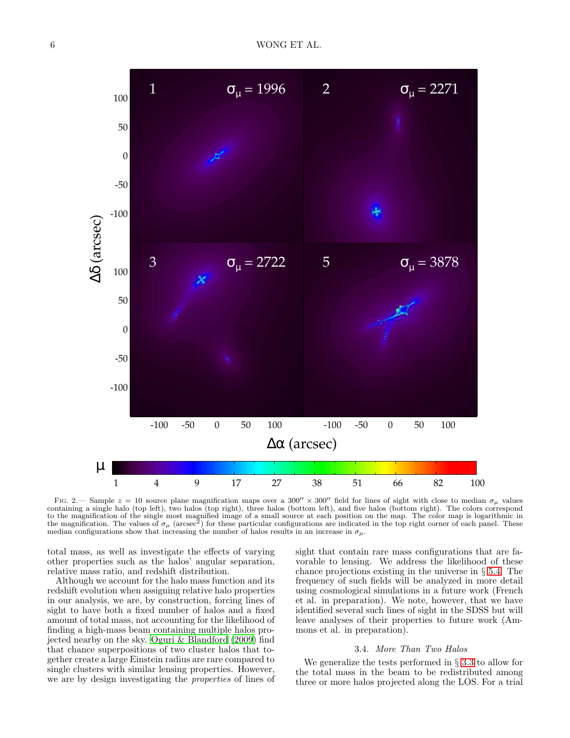FIG. 2.— Sample $z = 10$ source plane magnification maps over a $300'' \times 300''$ field for lines of sight with close to median $\sigma_\mu$ values containing a single halo (top left), two halos (top right), three halos (bottom left), and five halos (bottom right). The colors correspond to the magnification of the single most magnified image of a small source at each position on the map. The color map is logarithmic in the magnification. The values of $\sigma_\mu$ (arcsec$^2$) for these particular configurations are indicated in the top right corner of each panel. These median configurations show that increasing the number of halos results in an increase in $\sigma_\mu$.

total mass, as well as investigate the effects of varying other properties such as the halos' angular separation, relative mass ratio, and redshift distribution.

Although we account for the halo mass function and its redshift evolution when assigning relative halo properties in our analysis, we are, by construction, forcing lines of sight to have both a fixed number of halos and a fixed amount of total mass, not accounting for the likelihood of finding a high-mass beam containing multiple halos projected nearby on the sky. Oguri & Blandford (2009) find that chance superpositions of two cluster halos that together create a large Einstein radius are rare compared to single clusters with similar lensing properties. However, we are by design investigating the *properties* of lines of sight that contain rare mass configurations that are favorable to lensing. We address the likelihood of these chance projections existing in the universe in § 5.4. The frequency of such fields will be analyzed in more detail using cosmological simulations in a future work (French et al. in preparation). We note, however, that we have identified several such lines of sight in the SDSS but will leave analyses of their properties to future work (Ammons et al. in preparation).

### 3.4. *More Than Two Halos*

We generalize the tests performed in § 3.3 to allow for the total mass in the beam to be redistributed among three or more halos projected along the LOS. For a trial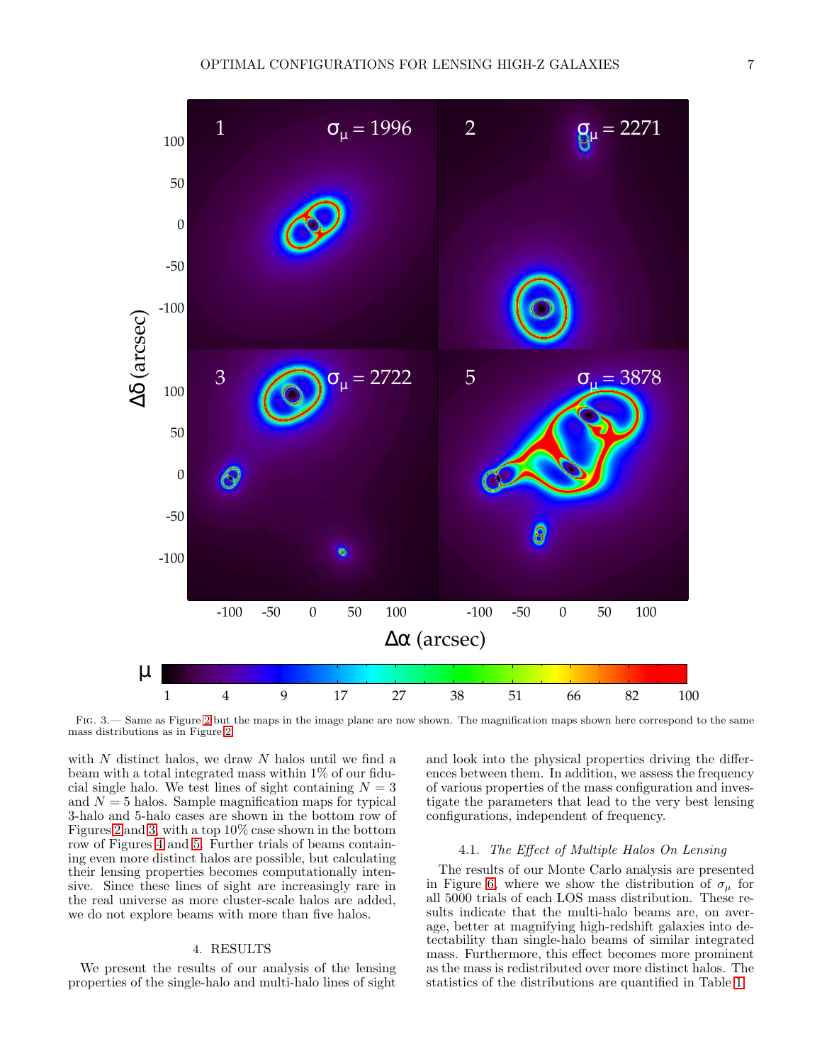Fig. 3.— Same as Figure 2 but the maps in the image plane are now shown. The magnification maps shown here correspond to the same mass distributions as in Figure 2.

with $N$ distinct halos, we draw $N$ halos until we find a beam with a total integrated mass within 1% of our fiducial single halo. We test lines of sight containing $N = 3$ and $N = 5$ halos. Sample magnification maps for typical 3-halo and 5-halo cases are shown in the bottom row of Figures 2 and 3, with a top 10% case shown in the bottom row of Figures 4 and 5. Further trials of beams containing even more distinct halos are possible, but calculating their lensing properties becomes computationally intensive. Since these lines of sight are increasingly rare in the real universe as more cluster-scale halos are added, we do not explore beams with more than five halos.

## 4. RESULTS

We present the results of our analysis of the lensing properties of the single-halo and multi-halo lines of sight and look into the physical properties driving the differences between them. In addition, we assess the frequency of various properties of the mass configuration and investigate the parameters that lead to the very best lensing configurations, independent of frequency.

### 4.1. *The Effect of Multiple Halos On Lensing*

The results of our Monte Carlo analysis are presented in Figure 6, where we show the distribution of $\sigma_\mu$ for all 5000 trials of each LOS mass distribution. These results indicate that the multi-halo beams are, on average, better at magnifying high-redshift galaxies into detectability than single-halo beams of similar integrated mass. Furthermore, this effect becomes more prominent as the mass is redistributed over more distinct halos. The statistics of the distributions are quantified in Table 1.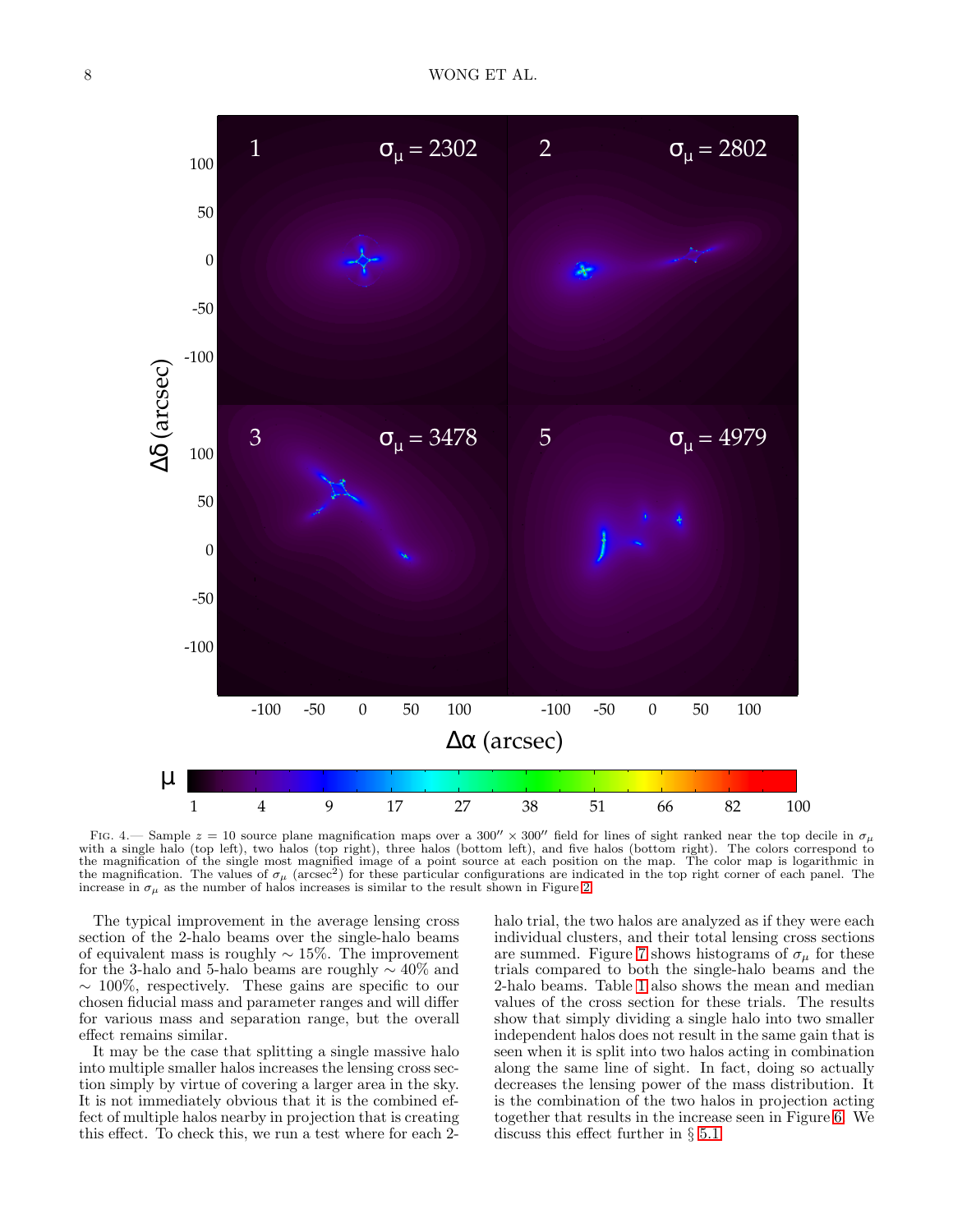FIG. 4.— Sample $z = 10$ source plane magnification maps over a $300'' \times 300''$ field for lines of sight ranked near the top decile in $\sigma_\mu$ with a single halo (top left), two halos (top right), three halos (bottom left), and five halos (bottom right). The colors correspond to the magnification of the single most magnified image of a point source at each position on the map. The color map is logarithmic in the magnification. The values of $\sigma_\mu$ (arcsec$^2$) for these particular configurations are indicated in the top right corner of each panel. The increase in $\sigma_\mu$ as the number of halos increases is similar to the result shown in Figure 2.

The typical improvement in the average lensing cross section of the 2-halo beams over the single-halo beams of equivalent mass is roughly $\sim 15\%$. The improvement for the 3-halo and 5-halo beams are roughly $\sim 40\%$ and $\sim 100\%$, respectively. These gains are specific to our chosen fiducial mass and parameter ranges and will differ for various mass and separation range, but the overall effect remains similar.

It may be the case that splitting a single massive halo into multiple smaller halos increases the lensing cross section simply by virtue of covering a larger area in the sky. It is not immediately obvious that it is the combined effect of multiple halos nearby in projection that is creating this effect. To check this, we run a test where for each 2-halo trial, the two halos are analyzed as if they were each individual clusters, and their total lensing cross sections are summed. Figure 7 shows histograms of $\sigma_\mu$ for these trials compared to both the single-halo beams and the 2-halo beams. Table 1 also shows the mean and median values of the cross section for these trials. The results show that simply dividing a single halo into two smaller independent halos does not result in the same gain that is seen when it is split into two halos acting in combination along the same line of sight. In fact, doing so actually decreases the lensing power of the mass distribution. It is the combination of the two halos in projection acting together that results in the increase seen in Figure 6. We discuss this effect further in § 5.1.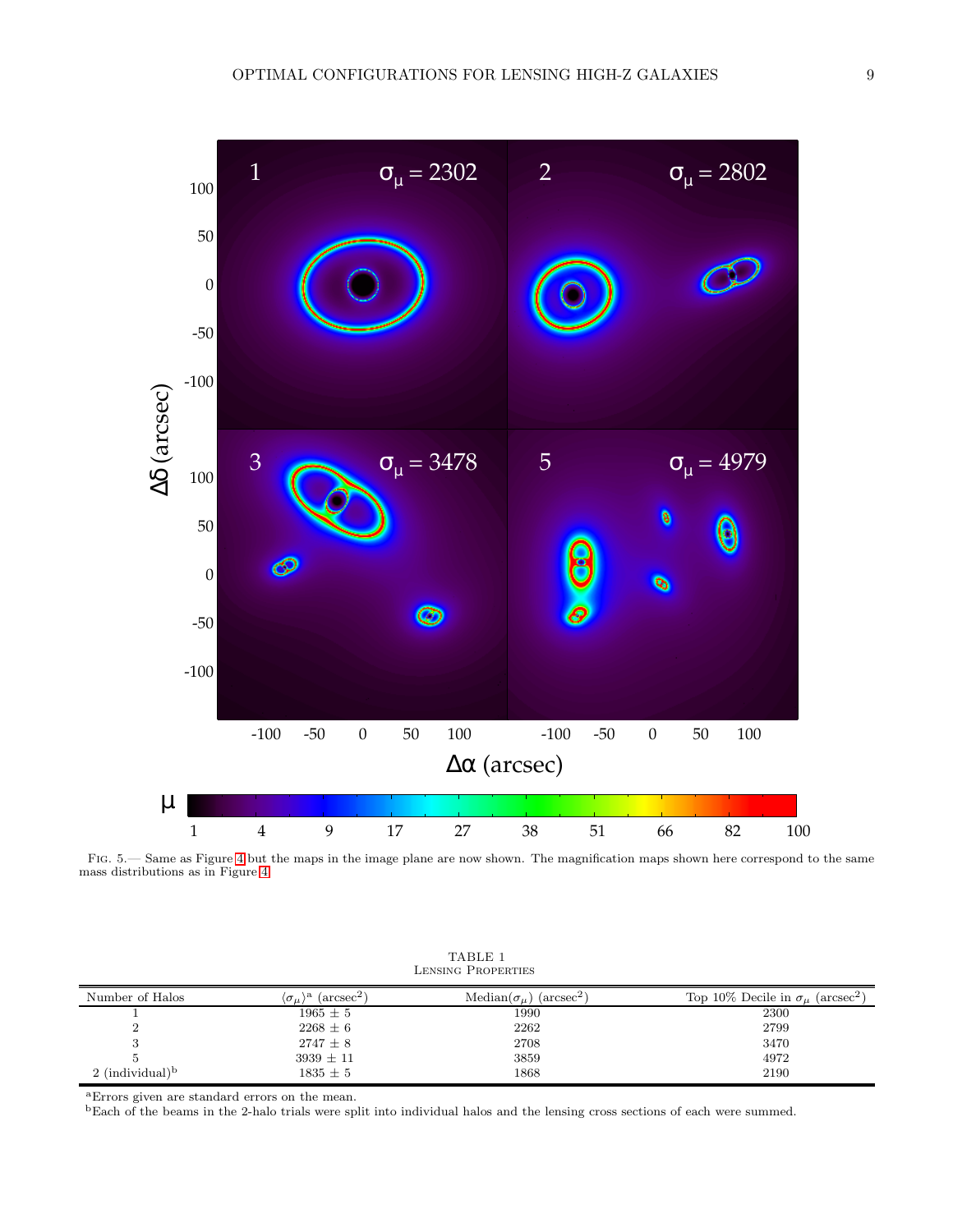FIG. 5.— Same as Figure 4 but the maps in the image plane are now shown. The magnification maps shown here correspond to the same mass distributions as in Figure 4.

TABLE 1
LENSING PROPERTIES

| Number of Halos | $\langle\sigma_\mu\rangle$[a] (arcsec$^2$) | Median($\sigma_\mu$) (arcsec$^2$) | Top 10% Decile in $\sigma_\mu$ (arcsec$^2$) |
|---|---|---|---|
| 1 | 1965 ± 5 | 1990 | 2300 |
| 2 | 2268 ± 6 | 2262 | 2799 |
| 3 | 2747 ± 8 | 2708 | 3470 |
| 5 | 3939 ± 11 | 3859 | 4972 |
| 2 (individual)[b] | 1835 ± 5 | 1868 | 2190 |

[a]Errors given are standard errors on the mean.
[b]Each of the beams in the 2-halo trials were split into individual halos and the lensing cross sections of each were summed.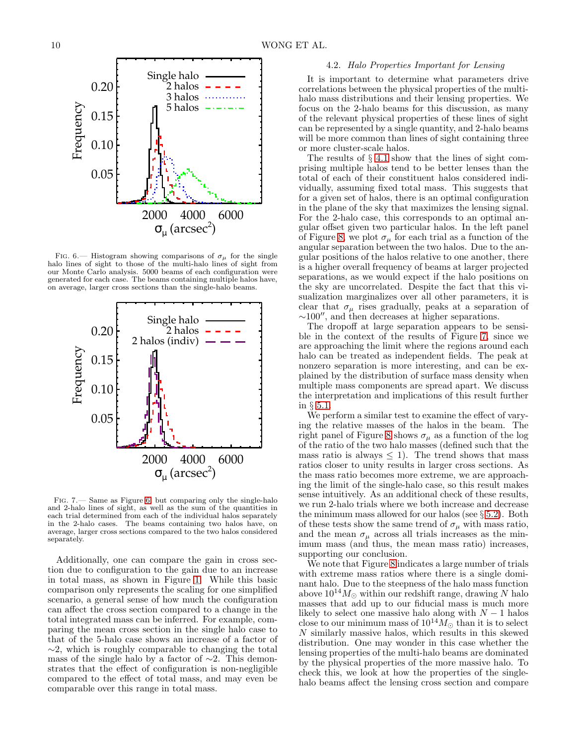FIG. 6.— Histogram showing comparisons of $\sigma_\mu$ for the single halo lines of sight to those of the multi-halo lines of sight from our Monte Carlo analysis. 5000 beams of each configuration were generated for each case. The beams containing multiple halos have, on average, larger cross sections than the single-halo beams.

FIG. 7.— Same as Figure 6, but comparing only the single-halo and 2-halo lines of sight, as well as the sum of the quantities in each trial determined from each of the individual halos separately in the 2-halo cases. The beams containing two halos have, on average, larger cross sections compared to the two halos considered separately.

Additionally, one can compare the gain in cross section due to configuration to the gain due to an increase in total mass, as shown in Figure 1. While this basic comparison only represents the scaling for one simplified scenario, a general sense of how much the configuration can affect the cross section compared to a change in the total integrated mass can be inferred. For example, comparing the mean cross section in the single halo case to that of the 5-halo case shows an increase of a factor of $\sim$2, which is roughly comparable to changing the total mass of the single halo by a factor of $\sim$2. This demonstrates that the effect of configuration is non-negligible compared to the effect of total mass, and may even be comparable over this range in total mass.

### 4.2. *Halo Properties Important for Lensing*

It is important to determine what parameters drive correlations between the physical properties of the multi-halo mass distributions and their lensing properties. We focus on the 2-halo beams for this discussion, as many of the relevant physical properties of these lines of sight can be represented by a single quantity, and 2-halo beams will be more common than lines of sight containing three or more cluster-scale halos.

The results of § 4.1 show that the lines of sight comprising multiple halos tend to be better lenses than the total of each of their constituent halos considered individually, assuming fixed total mass. This suggests that for a given set of halos, there is an optimal configuration in the plane of the sky that maximizes the lensing signal. For the 2-halo case, this corresponds to an optimal angular offset given two particular halos. In the left panel of Figure 8, we plot $\sigma_\mu$ for each trial as a function of the angular separation between the two halos. Due to the angular positions of the halos relative to one another, there is a higher overall frequency of beams at larger projected separations, as we would expect if the halo positions on the sky are uncorrelated. Despite the fact that this visualization marginalizes over all other parameters, it is clear that $\sigma_\mu$ rises gradually, peaks at a separation of $\sim 100''$, and then decreases at higher separations.

The dropoff at large separation appears to be sensible in the context of the results of Figure 7, since we are approaching the limit where the regions around each halo can be treated as independent fields. The peak at nonzero separation is more interesting, and can be explained by the distribution of surface mass density when multiple mass components are spread apart. We discuss the interpretation and implications of this result further in § 5.1.

We perform a similar test to examine the effect of varying the relative masses of the halos in the beam. The right panel of Figure 8 shows $\sigma_\mu$ as a function of the log of the ratio of the two halo masses (defined such that the mass ratio is always $\leq 1$). The trend shows that mass ratios closer to unity results in larger cross sections. As the mass ratio becomes more extreme, we are approaching the limit of the single-halo case, so this result makes sense intuitively. As an additional check of these results, we run 2-halo trials where we both increase and decrease the minimum mass allowed for our halos (see § 5.2). Both of these tests show the same trend of $\sigma_\mu$ with mass ratio, and the mean $\sigma_\mu$ across all trials increases as the minimum mass (and thus, the mean mass ratio) increases, supporting our conclusion.

We note that Figure 8 indicates a large number of trials with extreme mass ratios where there is a single dominant halo. Due to the steepness of the halo mass function above $10^{14} M_\odot$ within our redshift range, drawing $N$ halo masses that add up to our fiducial mass is much more likely to select one massive halo along with $N-1$ halos close to our minimum mass of $10^{14} M_\odot$ than it is to select $N$ similarly massive halos, which results in this skewed distribution. One may wonder in this case whether the lensing properties of the multi-halo beams are dominated by the physical properties of the more massive halo. To check this, we look at how the properties of the single-halo beams affect the lensing cross section and compare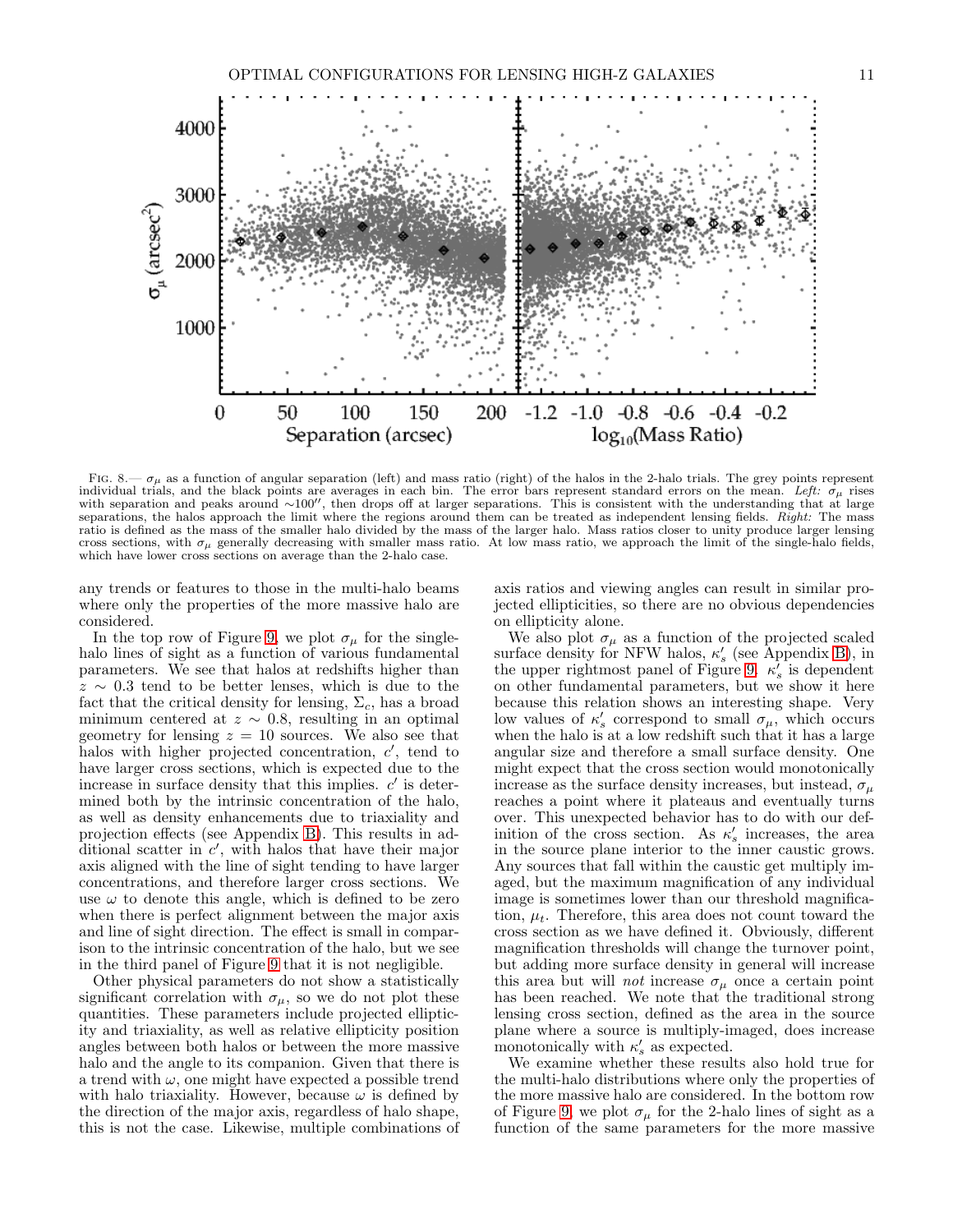FIG. 8.— $\sigma_\mu$ as a function of angular separation (left) and mass ratio (right) of the halos in the 2-halo trials. The grey points represent individual trials, and the black points are averages in each bin. The error bars represent standard errors on the mean. *Left:* $\sigma_\mu$ rises with separation and peaks around $\sim 100''$, then drops off at larger separations. This is consistent with the understanding that at large separations, the halos approach the limit where the regions around them can be treated as independent lensing fields. *Right:* The mass ratio is defined as the mass of the smaller halo divided by the mass of the larger halo. Mass ratios closer to unity produce larger lensing cross sections, with $\sigma_\mu$ generally decreasing with smaller mass ratio. At low mass ratio, we approach the limit of the single-halo fields, which have lower cross sections on average than the 2-halo case.

any trends or features to those in the multi-halo beams where only the properties of the more massive halo are considered.

In the top row of Figure 9, we plot $\sigma_\mu$ for the single-halo lines of sight as a function of various fundamental parameters. We see that halos at redshifts higher than $z \sim 0.3$ tend to be better lenses, which is due to the fact that the critical density for lensing, $\Sigma_c$, has a broad minimum centered at $z \sim 0.8$, resulting in an optimal geometry for lensing $z = 10$ sources. We also see that halos with higher projected concentration, $c'$, tend to have larger cross sections, which is expected due to the increase in surface density that this implies. $c'$ is determined both by the intrinsic concentration of the halo, as well as density enhancements due to triaxiality and projection effects (see Appendix B). This results in additional scatter in $c'$, with halos that have their major axis aligned with the line of sight tending to have larger concentrations, and therefore larger cross sections. We use $\omega$ to denote this angle, which is defined to be zero when there is perfect alignment between the major axis and line of sight direction. The effect is small in comparison to the intrinsic concentration of the halo, but we see in the third panel of Figure 9 that it is not negligible.

Other physical parameters do not show a statistically significant correlation with $\sigma_\mu$, so we do not plot these quantities. These parameters include projected ellipticity and triaxiality, as well as relative ellipticity position angles between both halos or between the more massive halo and the angle to its companion. Given that there is a trend with $\omega$, one might have expected a possible trend with halo triaxiality. However, because $\omega$ is defined by the direction of the major axis, regardless of halo shape, this is not the case. Likewise, multiple combinations of axis ratios and viewing angles can result in similar projected ellipticities, so there are no obvious dependencies on ellipticity alone.

We also plot $\sigma_\mu$ as a function of the projected scaled surface density for NFW halos, $\kappa'_s$ (see Appendix B), in the upper rightmost panel of Figure 9. $\kappa'_s$ is dependent on other fundamental parameters, but we show it here because this relation shows an interesting shape. Very low values of $\kappa'_s$ correspond to small $\sigma_\mu$, which occurs when the halo is at a low redshift such that it has a large angular size and therefore a small surface density. One might expect that the cross section would monotonically increase as the surface density increases, but instead, $\sigma_\mu$ reaches a point where it plateaus and eventually turns over. This unexpected behavior has to do with our definition of the cross section. As $\kappa'_s$ increases, the area in the source plane interior to the inner caustic grows. Any sources that fall within the caustic get multiply imaged, but the maximum magnification of any individual image is sometimes lower than our threshold magnification, $\mu_t$. Therefore, this area does not count toward the cross section as we have defined it. Obviously, different magnification thresholds will change the turnover point, but adding more surface density in general will increase this area but will *not* increase $\sigma_\mu$ once a certain point has been reached. We note that the traditional strong lensing cross section, defined as the area in the source plane where a source is multiply-imaged, does increase monotonically with $\kappa'_s$ as expected.

We examine whether these results also hold true for the multi-halo distributions where only the properties of the more massive halo are considered. In the bottom row of Figure 9, we plot $\sigma_\mu$ for the 2-halo lines of sight as a function of the same parameters for the more massive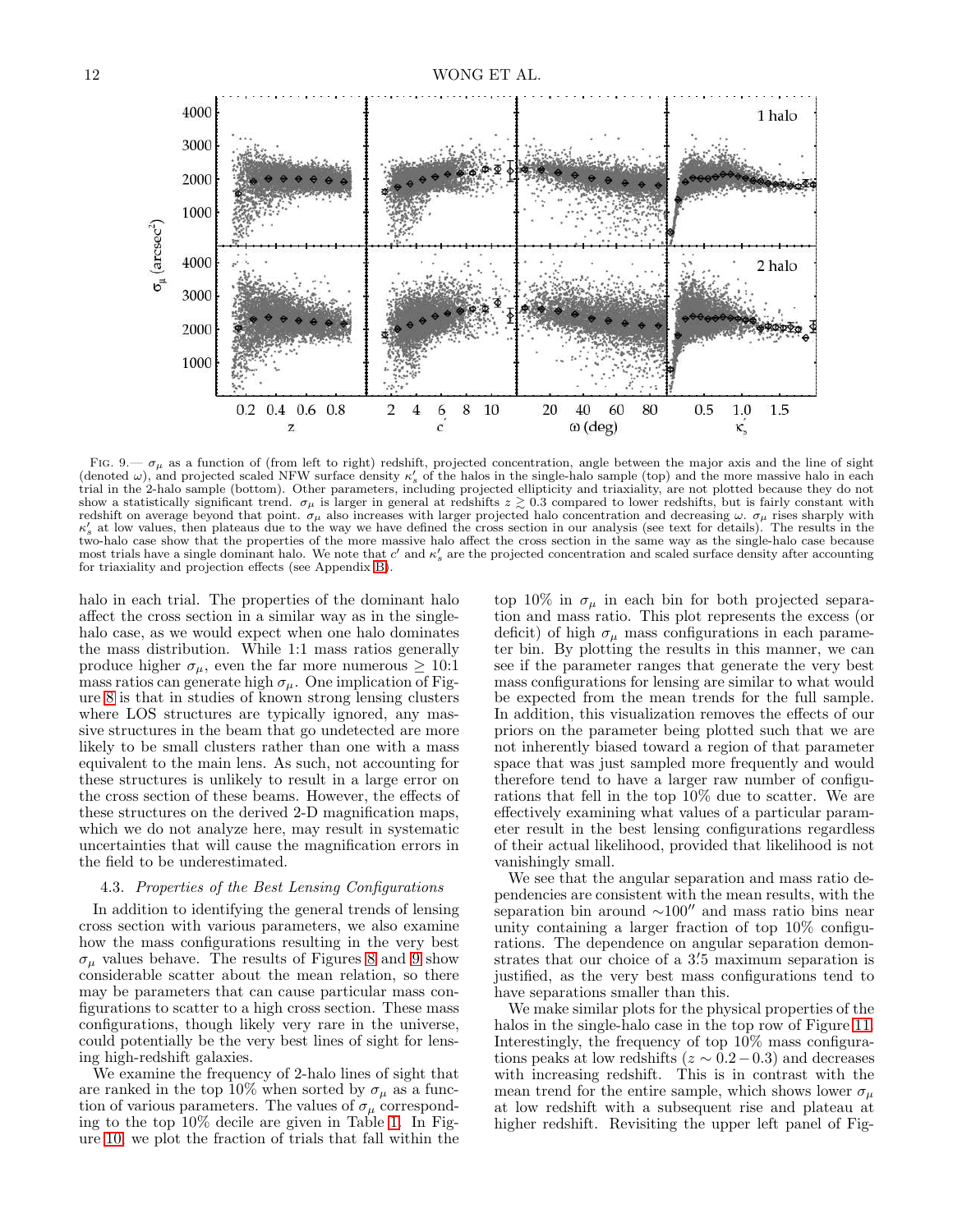FIG. 9.— $\sigma_\mu$ as a function of (from left to right) redshift, projected concentration, angle between the major axis and the line of sight (denoted $\omega$), and projected scaled NFW surface density $\kappa'_s$ of the halos in the single-halo sample (top) and the more massive halo in each trial in the 2-halo sample (bottom). Other parameters, including projected ellipticity and triaxiality, are not plotted because they do not show a statistically significant trend. $\sigma_\mu$ is larger in general at redshifts $z \gtrsim 0.3$ compared to lower redshifts, but is fairly constant with redshift on average beyond that point. $\sigma_\mu$ also increases with larger projected halo concentration and decreasing $\omega$. $\sigma_\mu$ rises sharply with $\kappa'_s$ at low values, then plateaus due to the way we have defined the cross section in our analysis (see text for details). The results in the two-halo case show that the properties of the more massive halo affect the cross section in the same way as the single-halo case because most trials have a single dominant halo. We note that $c'$ and $\kappa'_s$ are the projected concentration and scaled surface density after accounting for triaxiality and projection effects (see Appendix B).

halo in each trial. The properties of the dominant halo affect the cross section in a similar way as in the single-halo case, as we would expect when one halo dominates the mass distribution. While 1:1 mass ratios generally produce higher $\sigma_\mu$, even the far more numerous $\geq 10$:1 mass ratios can generate high $\sigma_\mu$. One implication of Figure 8 is that in studies of known strong lensing clusters where LOS structures are typically ignored, any massive structures in the beam that go undetected are more likely to be small clusters rather than one with a mass equivalent to the main lens. As such, not accounting for these structures is unlikely to result in a large error on the cross section of these beams. However, the effects of these structures on the derived 2-D magnification maps, which we do not analyze here, may result in systematic uncertainties that will cause the magnification errors in the field to be underestimated.

### 4.3. *Properties of the Best Lensing Configurations*

In addition to identifying the general trends of lensing cross section with various parameters, we also examine how the mass configurations resulting in the very best $\sigma_\mu$ values behave. The results of Figures 8 and 9 show considerable scatter about the mean relation, so there may be parameters that can cause particular mass configurations to scatter to a high cross section. These mass configurations, though likely very rare in the universe, could potentially be the very best lines of sight for lensing high-redshift galaxies.

We examine the frequency of 2-halo lines of sight that are ranked in the top 10% when sorted by $\sigma_\mu$ as a function of various parameters. The values of $\sigma_\mu$ corresponding to the top 10% decile are given in Table 1. In Figure 10, we plot the fraction of trials that fall within the top 10% in $\sigma_\mu$ in each bin for both projected separation and mass ratio. This plot represents the excess (or deficit) of high $\sigma_\mu$ mass configurations in each parameter bin. By plotting the results in this manner, we can see if the parameter ranges that generate the very best mass configurations for lensing are similar to what would be expected from the mean trends for the full sample. In addition, this visualization removes the effects of our priors on the parameter being plotted such that we are not inherently biased toward a region of that parameter space that was just sampled more frequently and would therefore tend to have a larger raw number of configurations that fell in the top 10% due to scatter. We are effectively examining what values of a particular parameter result in the best lensing configurations regardless of their actual likelihood, provided that likelihood is not vanishingly small.

We see that the angular separation and mass ratio dependencies are consistent with the mean results, with the separation bin around $\sim 100''$ and mass ratio bins near unity containing a larger fraction of top 10% configurations. The dependence on angular separation demonstrates that our choice of a $3'.5$ maximum separation is justified, as the very best mass configurations tend to have separations smaller than this.

We make similar plots for the physical properties of the halos in the single-halo case in the top row of Figure 11. Interestingly, the frequency of top 10% mass configurations peaks at low redshifts ($z \sim 0.2-0.3$) and decreases with increasing redshift. This is in contrast with the mean trend for the entire sample, which shows lower $\sigma_\mu$ at low redshift with a subsequent rise and plateau at higher redshift. Revisiting the upper left panel of Fig-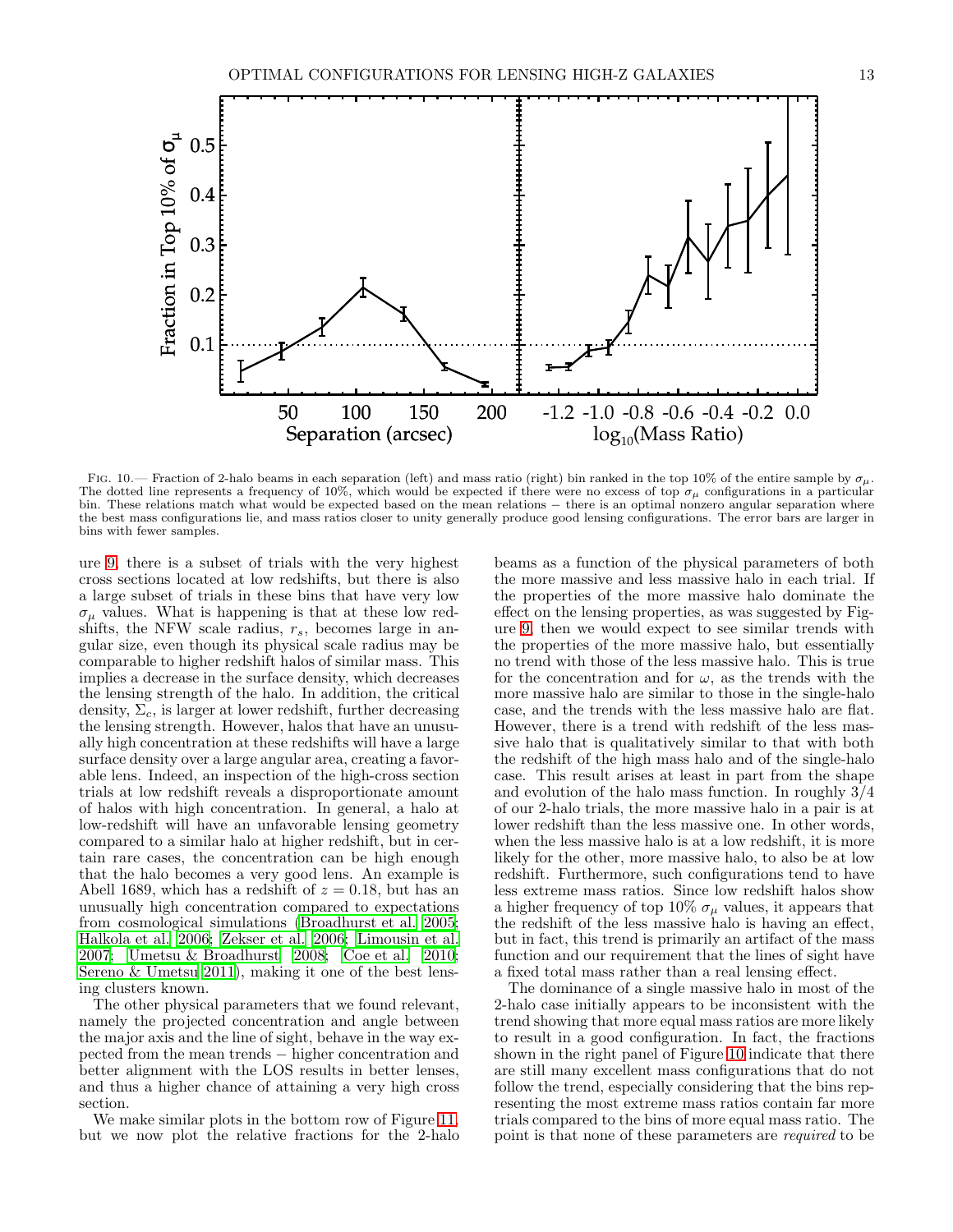FIG. 10.— Fraction of 2-halo beams in each separation (left) and mass ratio (right) bin ranked in the top 10% of the entire sample by $\sigma_\mu$. The dotted line represents a frequency of 10%, which would be expected if there were no excess of top $\sigma_\mu$ configurations in a particular bin. These relations match what would be expected based on the mean relations − there is an optimal nonzero angular separation where the best mass configurations lie, and mass ratios closer to unity generally produce good lensing configurations. The error bars are larger in bins with fewer samples.

ure 9, there is a subset of trials with the very highest cross sections located at low redshifts, but there is also a large subset of trials in these bins that have very low $\sigma_\mu$ values. What is happening is that at these low redshifts, the NFW scale radius, $r_s$, becomes large in angular size, even though its physical scale radius may be comparable to higher redshift halos of similar mass. This implies a decrease in the surface density, which decreases the lensing strength of the halo. In addition, the critical density, $\Sigma_c$, is larger at lower redshift, further decreasing the lensing strength. However, halos that have an unusually high concentration at these redshifts will have a large surface density over a large angular area, creating a favorable lens. Indeed, an inspection of the high-cross section trials at low redshift reveals a disproportionate amount of halos with high concentration. In general, a halo at low-redshift will have an unfavorable lensing geometry compared to a similar halo at higher redshift, but in certain rare cases, the concentration can be high enough that the halo becomes a very good lens. An example is Abell 1689, which has a redshift of $z = 0.18$, but has an unusually high concentration compared to expectations from cosmological simulations (Broadhurst et al. 2005; Halkola et al. 2006; Zekser et al. 2006; Limousin et al. 2007; Umetsu & Broadhurst 2008; Coe et al. 2010; Sereno & Umetsu 2011), making it one of the best lensing clusters known.

The other physical parameters that we found relevant, namely the projected concentration and angle between the major axis and the line of sight, behave in the way expected from the mean trends − higher concentration and better alignment with the LOS results in better lenses, and thus a higher chance of attaining a very high cross section.

We make similar plots in the bottom row of Figure 11, but we now plot the relative fractions for the 2-halo beams as a function of the physical parameters of both the more massive and less massive halo in each trial. If the properties of the more massive halo dominate the effect on the lensing properties, as was suggested by Figure 9, then we would expect to see similar trends with the properties of the more massive halo, but essentially no trend with those of the less massive halo. This is true for the concentration and for $\omega$, as the trends with the more massive halo are similar to those in the single-halo case, and the trends with the less massive halo are flat. However, there is a trend with redshift of the less massive halo that is qualitatively similar to that with both the redshift of the high mass halo and of the single-halo case. This result arises at least in part from the shape and evolution of the halo mass function. In roughly 3/4 of our 2-halo trials, the more massive halo in a pair is at lower redshift than the less massive one. In other words, when the less massive halo is at a low redshift, it is more likely for the other, more massive halo, to also be at low redshift. Furthermore, such configurations tend to have less extreme mass ratios. Since low redshift halos show a higher frequency of top 10% $\sigma_\mu$ values, it appears that the redshift of the less massive halo is having an effect, but in fact, this trend is primarily an artifact of the mass function and our requirement that the lines of sight have a fixed total mass rather than a real lensing effect.

The dominance of a single massive halo in most of the 2-halo case initially appears to be inconsistent with the trend showing that more equal mass ratios are more likely to result in a good configuration. In fact, the fractions shown in the right panel of Figure 10 indicate that there are still many excellent mass configurations that do not follow the trend, especially considering that the bins representing the most extreme mass ratios contain far more trials compared to the bins of more equal mass ratio. The point is that none of these parameters are *required* to be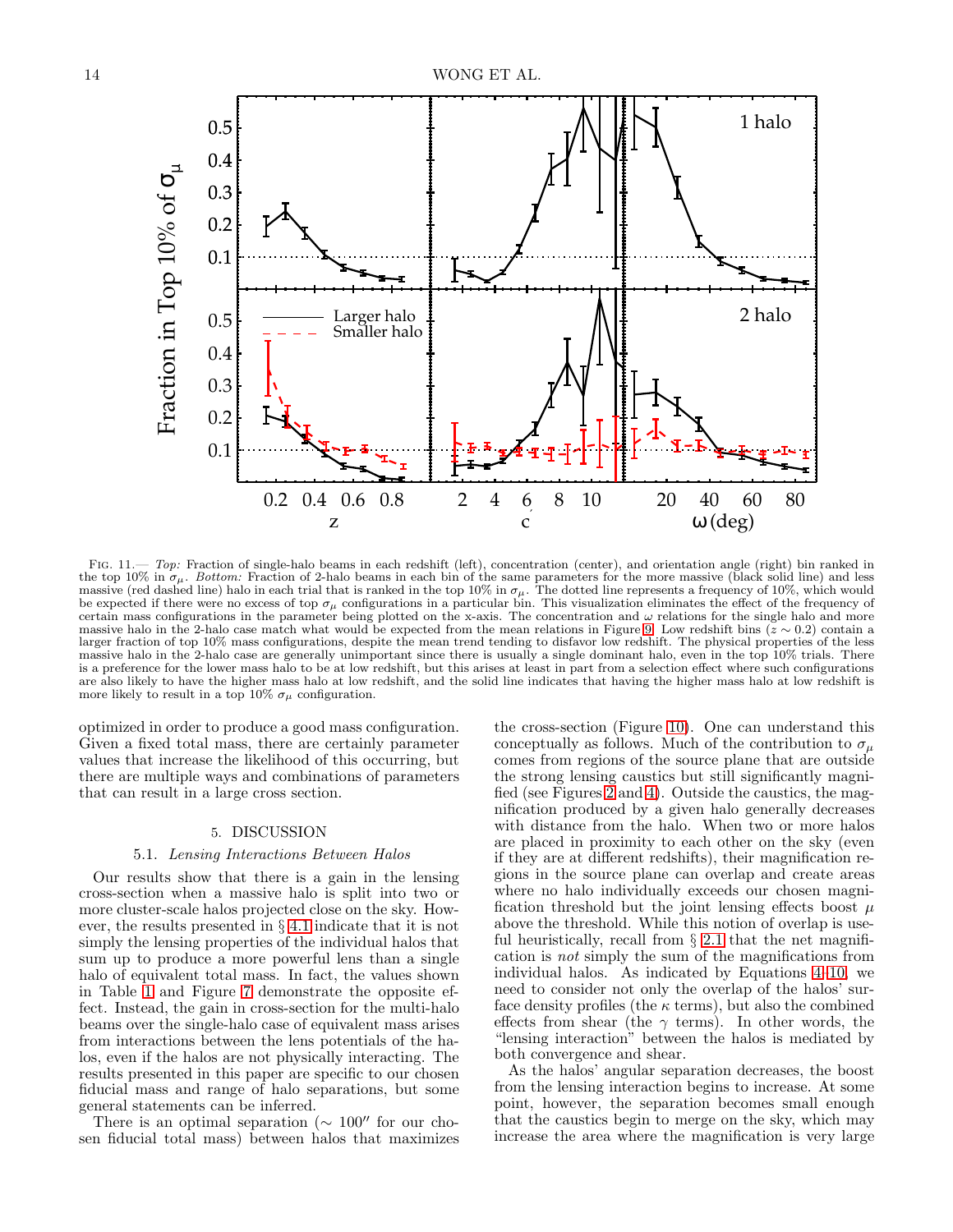FIG. 11.— *Top:* Fraction of single-halo beams in each redshift (left), concentration (center), and orientation angle (right) bin ranked in the top 10% in $\sigma_\mu$. *Bottom:* Fraction of 2-halo beams in each bin of the same parameters for the more massive (black solid line) and less massive (red dashed line) halo in each trial that is ranked in the top 10% in $\sigma_\mu$. The dotted line represents a frequency of 10%, which would be expected if there were no excess of top $\sigma_\mu$ configurations in a particular bin. This visualization eliminates the effect of the frequency of certain mass configurations in the parameter being plotted on the x-axis. The concentration and $\omega$ relations for the single halo and more massive halo in the 2-halo case match what would be expected from the mean relations in Figure 9. Low redshift bins ($z \sim 0.2$) contain a larger fraction of top 10% mass configurations, despite the mean trend tending to disfavor low redshift. The physical properties of the less massive halo in the 2-halo case are generally unimportant since there is usually a single dominant halo, even in the top 10% trials. There is a preference for the lower mass halo to be at low redshift, but this arises at least in part from a selection effect where such configurations are also likely to have the higher mass halo at low redshift, and the solid line indicates that having the higher mass halo at low redshift is more likely to result in a top 10% $\sigma_\mu$ configuration.

optimized in order to produce a good mass configuration. Given a fixed total mass, there are certainly parameter values that increase the likelihood of this occurring, but there are multiple ways and combinations of parameters that can result in a large cross section.

## 5. DISCUSSION

### 5.1. *Lensing Interactions Between Halos*

Our results show that there is a gain in the lensing cross-section when a massive halo is split into two or more cluster-scale halos projected close on the sky. However, the results presented in § 4.1 indicate that it is not simply the lensing properties of the individual halos that sum up to produce a more powerful lens than a single halo of equivalent total mass. In fact, the values shown in Table 1 and Figure 7 demonstrate the opposite effect. Instead, the gain in cross-section for the multi-halo beams over the single-halo case of equivalent mass arises from interactions between the lens potentials of the halos, even if the halos are not physically interacting. The results presented in this paper are specific to our chosen fiducial mass and range of halo separations, but some general statements can be inferred.

There is an optimal separation ($\sim 100''$ for our chosen fiducial total mass) between halos that maximizes the cross-section (Figure 10). One can understand this conceptually as follows. Much of the contribution to $\sigma_\mu$ comes from regions of the source plane that are outside the strong lensing caustics but still significantly magnified (see Figures 2 and 4). Outside the caustics, the magnification produced by a given halo generally decreases with distance from the halo. When two or more halos are placed in proximity to each other on the sky (even if they are at different redshifts), their magnification regions in the source plane can overlap and create areas where no halo individually exceeds our chosen magnification threshold but the joint lensing effects boost $\mu$ above the threshold. While this notion of overlap is useful heuristically, recall from § 2.1 that the net magnification is *not* simply the sum of the magnifications from individual halos. As indicated by Equations 4–10, we need to consider not only the overlap of the halos' surface density profiles (the $\kappa$ terms), but also the combined effects from shear (the $\gamma$ terms). In other words, the "lensing interaction" between the halos is mediated by both convergence and shear.

As the halos' angular separation decreases, the boost from the lensing interaction begins to increase. At some point, however, the separation becomes small enough that the caustics begin to merge on the sky, which may increase the area where the magnification is very large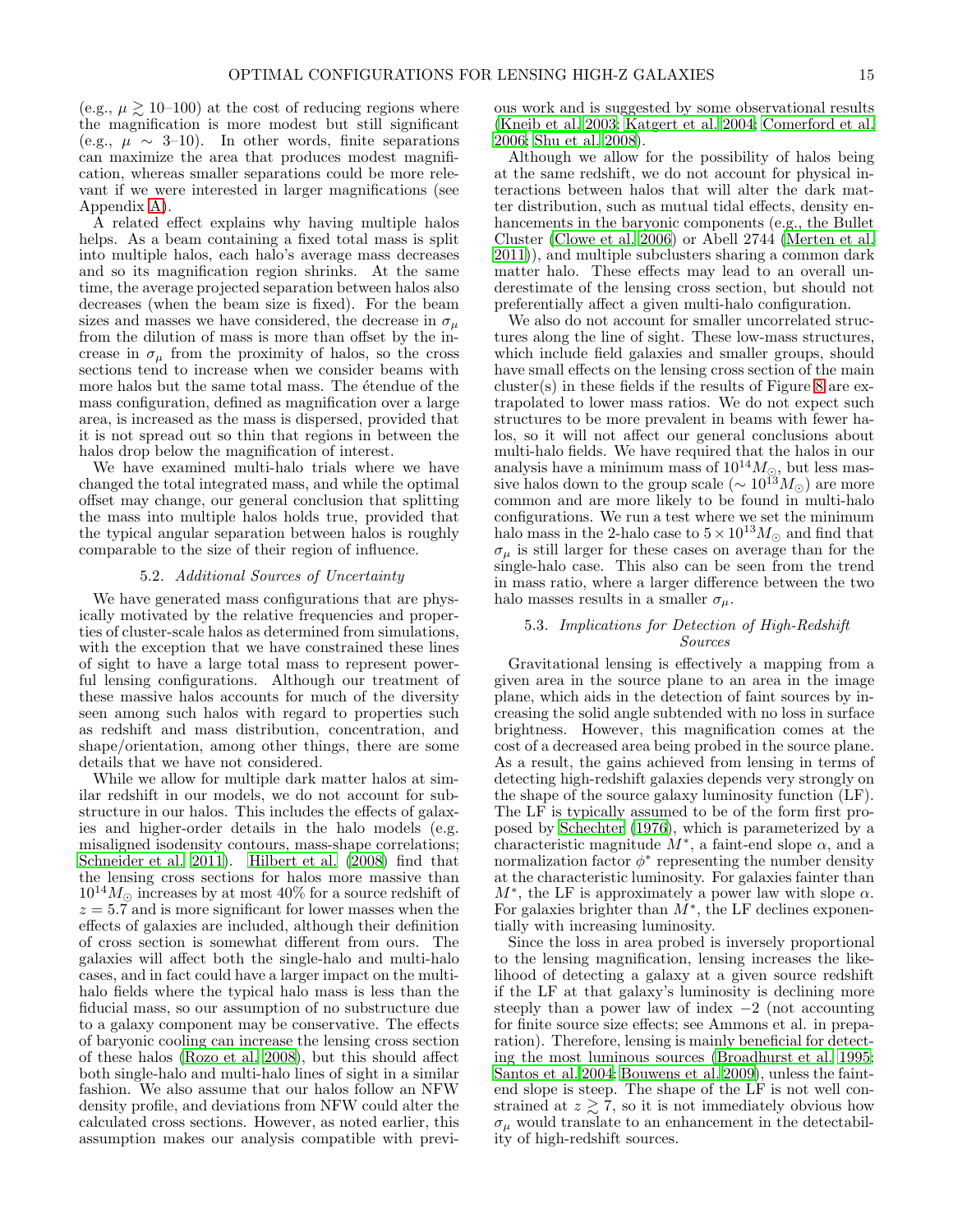(e.g., $\mu \gtrsim 10$–100) at the cost of reducing regions where the magnification is more modest but still significant (e.g., $\mu \sim 3$–10). In other words, finite separations can maximize the area that produces modest magnification, whereas smaller separations could be more relevant if we were interested in larger magnifications (see Appendix A).

A related effect explains why having multiple halos helps. As a beam containing a fixed total mass is split into multiple halos, each halo's average mass decreases and so its magnification region shrinks. At the same time, the average projected separation between halos also decreases (when the beam size is fixed). For the beam sizes and masses we have considered, the decrease in $\sigma_\mu$ from the dilution of mass is more than offset by the increase in $\sigma_\mu$ from the proximity of halos, so the cross sections tend to increase when we consider beams with more halos but the same total mass. The étendue of the mass configuration, defined as magnification over a large area, is increased as the mass is dispersed, provided that it is not spread out so thin that regions in between the halos drop below the magnification of interest.

We have examined multi-halo trials where we have changed the total integrated mass, and while the optimal offset may change, our general conclusion that splitting the mass into multiple halos holds true, provided that the typical angular separation between halos is roughly comparable to the size of their region of influence.

### 5.2. *Additional Sources of Uncertainty*

We have generated mass configurations that are physically motivated by the relative frequencies and properties of cluster-scale halos as determined from simulations, with the exception that we have constrained these lines of sight to have a large total mass to represent powerful lensing configurations. Although our treatment of these massive halos accounts for much of the diversity seen among such halos with regard to properties such as redshift and mass distribution, concentration, and shape/orientation, among other things, there are some details that we have not considered.

While we allow for multiple dark matter halos at similar redshift in our models, we do not account for substructure in our halos. This includes the effects of galaxies and higher-order details in the halo models (e.g. misaligned isodensity contours, mass-shape correlations; Schneider et al. 2011). Hilbert et al. (2008) find that the lensing cross sections for halos more massive than $10^{14} M_\odot$ increases by at most 40% for a source redshift of $z = 5.7$ and is more significant for lower masses when the effects of galaxies are included, although their definition of cross section is somewhat different from ours. The galaxies will affect both the single-halo and multi-halo cases, and in fact could have a larger impact on the multi-halo fields where the typical halo mass is less than the fiducial mass, so our assumption of no substructure due to a galaxy component may be conservative. The effects of baryonic cooling can increase the lensing cross section of these halos (Rozo et al. 2008), but this should affect both single-halo and multi-halo lines of sight in a similar fashion. We also assume that our halos follow an NFW density profile, and deviations from NFW could alter the calculated cross sections. However, as noted earlier, this assumption makes our analysis compatible with previous work and is suggested by some observational results (Kneib et al. 2003; Katgert et al. 2004; Comerford et al. 2006; Shu et al. 2008).

Although we allow for the possibility of halos being at the same redshift, we do not account for physical interactions between halos that will alter the dark matter distribution, such as mutual tidal effects, density enhancements in the baryonic components (e.g., the Bullet Cluster (Clowe et al. 2006) or Abell 2744 (Merten et al. 2011)), and multiple subclusters sharing a common dark matter halo. These effects may lead to an overall underestimate of the lensing cross section, but should not preferentially affect a given multi-halo configuration.

We also do not account for smaller uncorrelated structures along the line of sight. These low-mass structures, which include field galaxies and smaller groups, should have small effects on the lensing cross section of the main cluster(s) in these fields if the results of Figure 8 are extrapolated to lower mass ratios. We do not expect such structures to be more prevalent in beams with fewer halos, so it will not affect our general conclusions about multi-halo fields. We have required that the halos in our analysis have a minimum mass of $10^{14} M_\odot$, but less massive halos down to the group scale ($\sim 10^{13} M_\odot$) are more common and are more likely to be found in multi-halo configurations. We run a test where we set the minimum halo mass in the 2-halo case to $5 \times 10^{13} M_\odot$ and find that $\sigma_\mu$ is still larger for these cases on average than for the single-halo case. This also can be seen from the trend in mass ratio, where a larger difference between the two halo masses results in a smaller $\sigma_\mu$.

### 5.3. *Implications for Detection of High-Redshift Sources*

Gravitational lensing is effectively a mapping from a given area in the source plane to an area in the image plane, which aids in the detection of faint sources by increasing the solid angle subtended with no loss in surface brightness. However, this magnification comes at the cost of a decreased area being probed in the source plane. As a result, the gains achieved from lensing in terms of detecting high-redshift galaxies depends very strongly on the shape of the source galaxy luminosity function (LF). The LF is typically assumed to be of the form first proposed by Schechter (1976), which is parameterized by a characteristic magnitude $M^*$, a faint-end slope $\alpha$, and a normalization factor $\phi^*$ representing the number density at the characteristic luminosity. For galaxies fainter than $M^*$, the LF is approximately a power law with slope $\alpha$. For galaxies brighter than $M^*$, the LF declines exponentially with increasing luminosity.

Since the loss in area probed is inversely proportional to the lensing magnification, lensing increases the likelihood of detecting a galaxy at a given source redshift if the LF at that galaxy's luminosity is declining more steeply than a power law of index $-2$ (not accounting for finite source size effects; see Ammons et al. in preparation). Therefore, lensing is mainly beneficial for detecting the most luminous sources (Broadhurst et al. 1995; Santos et al. 2004; Bouwens et al. 2009), unless the faint-end slope is steep. The shape of the LF is not well constrained at $z \gtrsim 7$, so it is not immediately obvious how $\sigma_\mu$ would translate to an enhancement in the detectability of high-redshift sources.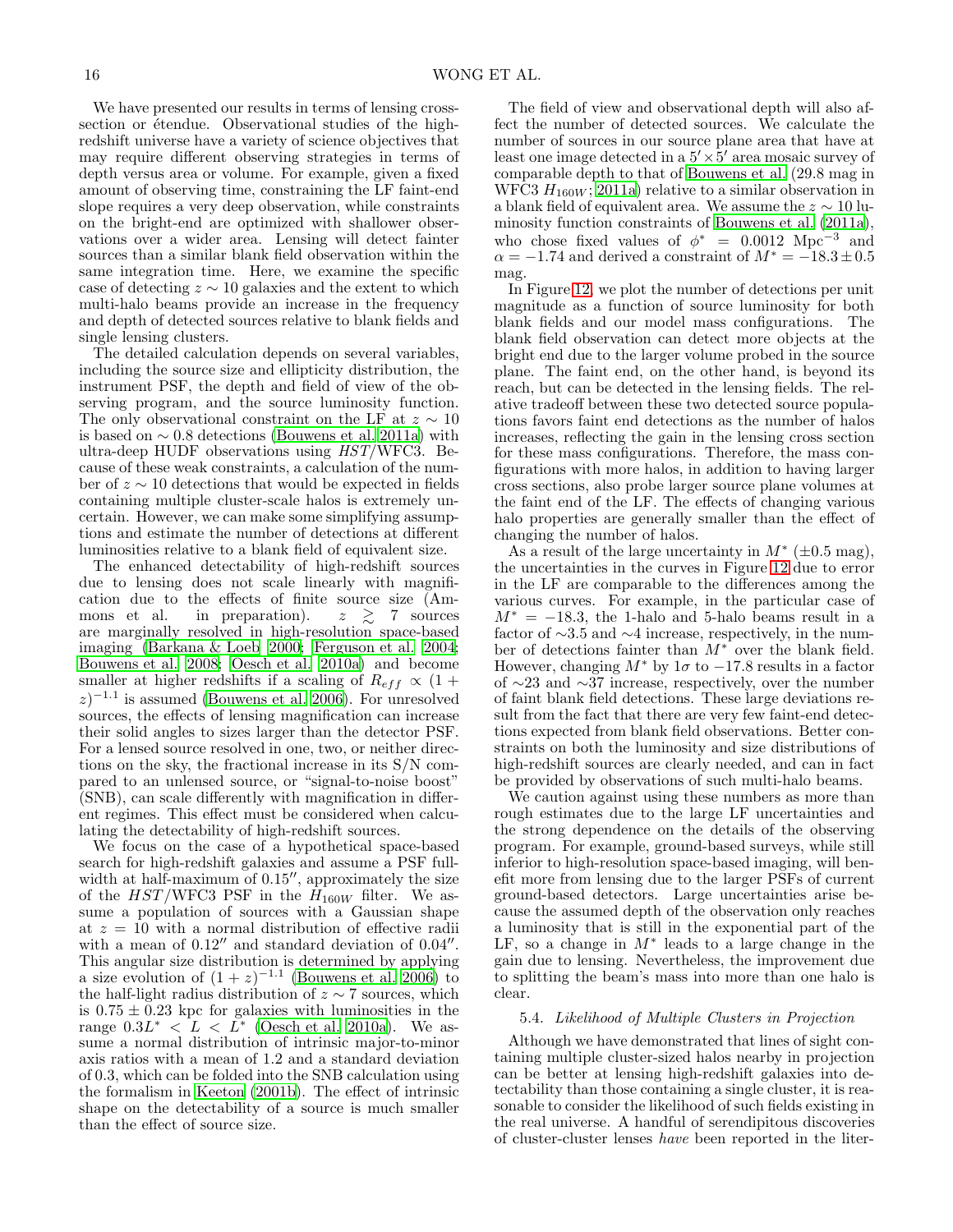We have presented our results in terms of lensing cross-section or étendue. Observational studies of the high-redshift universe have a variety of science objectives that may require different observing strategies in terms of depth versus area or volume. For example, given a fixed amount of observing time, constraining the LF faint-end slope requires a very deep observation, while constraints on the bright-end are optimized with shallower observations over a wider area. Lensing will detect fainter sources than a similar blank field observation within the same integration time. Here, we examine the specific case of detecting $z \sim 10$ galaxies and the extent to which multi-halo beams provide an increase in the frequency and depth of detected sources relative to blank fields and single lensing clusters.

The detailed calculation depends on several variables, including the source size and ellipticity distribution, the instrument PSF, the depth and field of view of the observing program, and the source luminosity function. The only observational constraint on the LF at $z \sim 10$ is based on $\sim 0.8$ detections (Bouwens et al. 2011a) with ultra-deep HUDF observations using *HST*/WFC3. Because of these weak constraints, a calculation of the number of $z \sim 10$ detections that would be expected in fields containing multiple cluster-scale halos is extremely uncertain. However, we can make some simplifying assumptions and estimate the number of detections at different luminosities relative to a blank field of equivalent size.

The enhanced detectability of high-redshift sources due to lensing does not scale linearly with magnification due to the effects of finite source size (Ammons et al. in preparation). $z \gtrsim 7$ sources are marginally resolved in high-resolution space-based imaging (Barkana & Loeb 2000; Ferguson et al. 2004; Bouwens et al. 2008; Oesch et al. 2010a) and become smaller at higher redshifts if a scaling of $R_{eff} \propto (1+z)^{-1.1}$ is assumed (Bouwens et al. 2006). For unresolved sources, the effects of lensing magnification can increase their solid angles to sizes larger than the detector PSF. For a lensed source resolved in one, two, or neither directions on the sky, the fractional increase in its S/N compared to an unlensed source, or "signal-to-noise boost" (SNB), can scale differently with magnification in different regimes. This effect must be considered when calculating the detectability of high-redshift sources.

We focus on the case of a hypothetical space-based search for high-redshift galaxies and assume a PSF full-width at half-maximum of $0.15''$, approximately the size of the *HST*/WFC3 PSF in the $H_{160W}$ filter. We assume a population of sources with a Gaussian shape at $z = 10$ with a normal distribution of effective radii with a mean of $0.12''$ and standard deviation of $0.04''$. This angular size distribution is determined by applying a size evolution of $(1+z)^{-1.1}$ (Bouwens et al. 2006) to the half-light radius distribution of $z \sim 7$ sources, which is $0.75 \pm 0.23$ kpc for galaxies with luminosities in the range $0.3L^* < L < L^*$ (Oesch et al. 2010a). We assume a normal distribution of intrinsic major-to-minor axis ratios with a mean of 1.2 and a standard deviation of 0.3, which can be folded into the SNB calculation using the formalism in Keeton (2001b). The effect of intrinsic shape on the detectability of a source is much smaller than the effect of source size.

The field of view and observational depth will also affect the number of detected sources. We calculate the number of sources in our source plane area that have at least one image detected in a $5' \times 5'$ area mosaic survey of comparable depth to that of Bouwens et al. (29.8 mag in WFC3 $H_{160W}$; 2011a) relative to a similar observation in a blank field of equivalent area. We assume the $z \sim 10$ luminosity function constraints of Bouwens et al. (2011a), who chose fixed values of $\phi^* = 0.0012$ Mpc$^{-3}$ and $\alpha = -1.74$ and derived a constraint of $M^* = -18.3 \pm 0.5$ mag.

In Figure 12, we plot the number of detections per unit magnitude as a function of source luminosity for both blank fields and our model mass configurations. The blank field observation can detect more objects at the bright end due to the larger volume probed in the source plane. The faint end, on the other hand, is beyond its reach, but can be detected in the lensing fields. The relative tradeoff between these two detected source populations favors faint end detections as the number of halos increases, reflecting the gain in the lensing cross section for these mass configurations. Therefore, the mass configurations with more halos, in addition to having larger cross sections, also probe larger source plane volumes at the faint end of the LF. The effects of changing various halo properties are generally smaller than the effect of changing the number of halos.

As a result of the large uncertainty in $M^*$ ($\pm 0.5$ mag), the uncertainties in the curves in Figure 12 due to error in the LF are comparable to the differences among the various curves. For example, in the particular case of $M^* = -18.3$, the 1-halo and 5-halo beams result in a factor of $\sim 3.5$ and $\sim 4$ increase, respectively, in the number of detections fainter than $M^*$ over the blank field. However, changing $M^*$ by $1\sigma$ to $-17.8$ results in a factor of $\sim 23$ and $\sim 37$ increase, respectively, over the number of faint blank field detections. These large deviations result from the fact that there are very few faint-end detections expected from blank field observations. Better constraints on both the luminosity and size distributions of high-redshift sources are clearly needed, and can in fact be provided by observations of such multi-halo beams.

We caution against using these numbers as more than rough estimates due to the large LF uncertainties and the strong dependence on the details of the observing program. For example, ground-based surveys, while still inferior to high-resolution space-based imaging, will benefit more from lensing due to the larger PSFs of current ground-based detectors. Large uncertainties arise because the assumed depth of the observation only reaches a luminosity that is still in the exponential part of the LF, so a change in $M^*$ leads to a large change in the gain due to lensing. Nevertheless, the improvement due to splitting the beam's mass into more than one halo is clear.

### 5.4. *Likelihood of Multiple Clusters in Projection*

Although we have demonstrated that lines of sight containing multiple cluster-sized halos nearby in projection can be better at lensing high-redshift galaxies into detectability than those containing a single cluster, it is reasonable to consider the likelihood of such fields existing in the real universe. A handful of serendipitous discoveries of cluster-cluster lenses *have* been reported in the liter-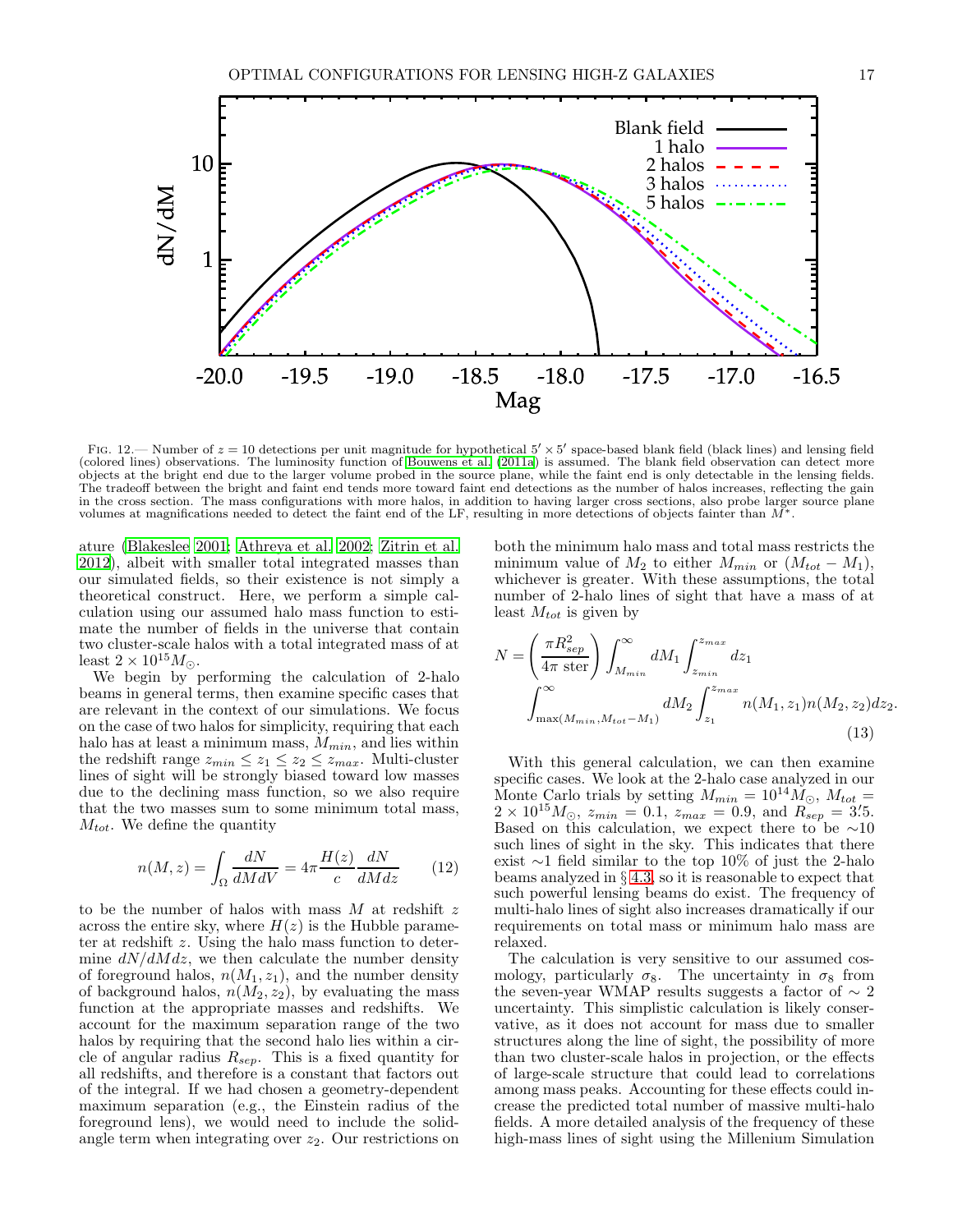FIG. 12.— Number of $z = 10$ detections per unit magnitude for hypothetical $5' \times 5'$ space-based blank field (black lines) and lensing field (colored lines) observations. The luminosity function of Bouwens et al. (2011a) is assumed. The blank field observation can detect more objects at the bright end due to the larger volume probed in the source plane, while the faint end is only detectable in the lensing fields. The tradeoff between the bright and faint end tends more toward faint end detections as the number of halos increases, reflecting the gain in the cross section. The mass configurations with more halos, in addition to having larger cross sections, also probe larger source plane volumes at magnifications needed to detect the faint end of the LF, resulting in more detections of objects fainter than $M^*$.

ature (Blakeslee 2001; Athreya et al. 2002; Zitrin et al. 2012), albeit with smaller total integrated masses than our simulated fields, so their existence is not simply a theoretical construct. Here, we perform a simple calculation using our assumed halo mass function to estimate the number of fields in the universe that contain two cluster-scale halos with a total integrated mass of at least $2 \times 10^{15} M_{\odot}$.

We begin by performing the calculation of 2-halo beams in general terms, then examine specific cases that are relevant in the context of our simulations. We focus on the case of two halos for simplicity, requiring that each halo has at least a minimum mass, $M_{min}$, and lies within the redshift range $z_{min} \leq z_1 \leq z_2 \leq z_{max}$. Multi-cluster lines of sight will be strongly biased toward low masses due to the declining mass function, so we also require that the two masses sum to some minimum total mass, $M_{tot}$. We define the quantity

$$n(M, z) = \int_{\Omega} \frac{dN}{dMdV} = 4\pi \frac{H(z)}{c} \frac{dN}{dMdz} \qquad (12)$$

to be the number of halos with mass $M$ at redshift $z$ across the entire sky, where $H(z)$ is the Hubble parameter at redshift $z$. Using the halo mass function to determine $dN/dMdz$, we then calculate the number density of foreground halos, $n(M_1, z_1)$, and the number density of background halos, $n(M_2, z_2)$, by evaluating the mass function at the appropriate masses and redshifts. We account for the maximum separation range of the two halos by requiring that the second halo lies within a circle of angular radius $R_{sep}$. This is a fixed quantity for all redshifts, and therefore is a constant that factors out of the integral. If we had chosen a geometry-dependent maximum separation (e.g., the Einstein radius of the foreground lens), we would need to include the solid-angle term when integrating over $z_2$. Our restrictions on both the minimum halo mass and total mass restricts the minimum value of $M_2$ to either $M_{min}$ or $(M_{tot} - M_1)$, whichever is greater. With these assumptions, the total number of 2-halo lines of sight that have a mass of at least $M_{tot}$ is given by

$$N = \left( \frac{\pi R_{sep}^2}{4\pi \text{ ster}} \right) \int_{M_{min}}^{\infty} dM_1 \int_{z_{min}}^{z_{max}} dz_1 \int_{\max(M_{min}, M_{tot} - M_1)}^{\infty} dM_2 \int_{z_1}^{z_{max}} n(M_1, z_1) n(M_2, z_2) dz_2. \qquad (13)$$

With this general calculation, we can then examine specific cases. We look at the 2-halo case analyzed in our Monte Carlo trials by setting $M_{min} = 10^{14} M_{\odot}$, $M_{tot} = 2 \times 10^{15} M_{\odot}$, $z_{min} = 0.1$, $z_{max} = 0.9$, and $R_{sep} = 3\farcm5$. Based on this calculation, we expect there to be $\sim$10 such lines of sight in the sky. This indicates that there exist $\sim$1 field similar to the top 10% of just the 2-halo beams analyzed in § 4.3, so it is reasonable to expect that such powerful lensing beams do exist. The frequency of multi-halo lines of sight also increases dramatically if our requirements on total mass or minimum halo mass are relaxed.

The calculation is very sensitive to our assumed cosmology, particularly $\sigma_8$. The uncertainty in $\sigma_8$ from the seven-year WMAP results suggests a factor of $\sim 2$ uncertainty. This simplistic calculation is likely conservative, as it does not account for mass due to smaller structures along the line of sight, the possibility of more than two cluster-scale halos in projection, or the effects of large-scale structure that could lead to correlations among mass peaks. Accounting for these effects could increase the predicted total number of massive multi-halo fields. A more detailed analysis of the frequency of these high-mass lines of sight using the Millenium Simulation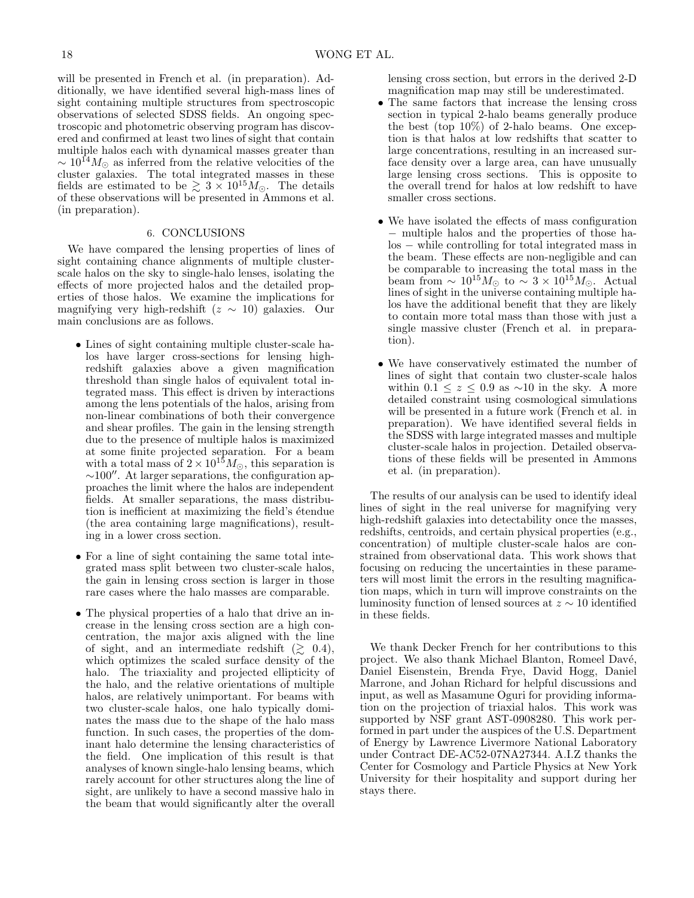will be presented in French et al. (in preparation). Additionally, we have identified several high-mass lines of sight containing multiple structures from spectroscopic observations of selected SDSS fields. An ongoing spectroscopic and photometric observing program has discovered and confirmed at least two lines of sight that contain multiple halos each with dynamical masses greater than $\sim 10^{14} M_{\odot}$ as inferred from the relative velocities of the cluster galaxies. The total integrated masses in these fields are estimated to be $\gtrsim 3 \times 10^{15} M_{\odot}$. The details of these observations will be presented in Ammons et al. (in preparation).

## 6. CONCLUSIONS

We have compared the lensing properties of lines of sight containing chance alignments of multiple cluster-scale halos on the sky to single-halo lenses, isolating the effects of more projected halos and the detailed properties of those halos. We examine the implications for magnifying very high-redshift ($z \sim 10$) galaxies. Our main conclusions are as follows.

- Lines of sight containing multiple cluster-scale halos have larger cross-sections for lensing high-redshift galaxies above a given magnification threshold than single halos of equivalent total integrated mass. This effect is driven by interactions among the lens potentials of the halos, arising from non-linear combinations of both their convergence and shear profiles. The gain in the lensing strength due to the presence of multiple halos is maximized at some finite projected separation. For a beam with a total mass of $2 \times 10^{15} M_{\odot}$, this separation is $\sim 100''$. At larger separations, the configuration approaches the limit where the halos are independent fields. At smaller separations, the mass distribution is inefficient at maximizing the field's étendue (the area containing large magnifications), resulting in a lower cross section.

- For a line of sight containing the same total integrated mass split between two cluster-scale halos, the gain in lensing cross section is larger in those rare cases where the halo masses are comparable.

- The physical properties of a halo that drive an increase in the lensing cross section are a high concentration, the major axis aligned with the line of sight, and an intermediate redshift ($\gtrsim 0.4$), which optimizes the scaled surface density of the halo. The triaxiality and projected ellipticity of the halo, and the relative orientations of multiple halos, are relatively unimportant. For beams with two cluster-scale halos, one halo typically dominates the mass due to the shape of the halo mass function. In such cases, the properties of the dominant halo determine the lensing characteristics of the field. One implication of this result is that analyses of known single-halo lensing beams, which rarely account for other structures along the line of sight, are unlikely to have a second massive halo in the beam that would significantly alter the overall lensing cross section, but errors in the derived 2-D magnification map may still be underestimated.

- The same factors that increase the lensing cross section in typical 2-halo beams generally produce the best (top 10%) of 2-halo beams. One exception is that halos at low redshifts that scatter to large concentrations, resulting in an increased surface density over a large area, can have unusually large lensing cross sections. This is opposite to the overall trend for halos at low redshift to have smaller cross sections.

- We have isolated the effects of mass configuration − multiple halos and the properties of those halos − while controlling for total integrated mass in the beam. These effects are non-negligible and can be comparable to increasing the total mass in the beam from $\sim 10^{15} M_{\odot}$ to $\sim 3 \times 10^{15} M_{\odot}$. Actual lines of sight in the universe containing multiple halos have the additional benefit that they are likely to contain more total mass than those with just a single massive cluster (French et al. in preparation).

- We have conservatively estimated the number of lines of sight that contain two cluster-scale halos within $0.1 \leq z \leq 0.9$ as $\sim 10$ in the sky. A more detailed constraint using cosmological simulations will be presented in a future work (French et al. in preparation). We have identified several fields in the SDSS with large integrated masses and multiple cluster-scale halos in projection. Detailed observations of these fields will be presented in Ammons et al. (in preparation).

The results of our analysis can be used to identify ideal lines of sight in the real universe for magnifying very high-redshift galaxies into detectability once the masses, redshifts, centroids, and certain physical properties (e.g., concentration) of multiple cluster-scale halos are constrained from observational data. This work shows that focusing on reducing the uncertainties in these parameters will most limit the errors in the resulting magnification maps, which in turn will improve constraints on the luminosity function of lensed sources at $z \sim 10$ identified in these fields.

We thank Decker French for her contributions to this project. We also thank Michael Blanton, Romeel Davé, Daniel Eisenstein, Brenda Frye, David Hogg, Daniel Marrone, and Johan Richard for helpful discussions and input, as well as Masamune Oguri for providing information on the projection of triaxial halos. This work was supported by NSF grant AST-0908280. This work performed in part under the auspices of the U.S. Department of Energy by Lawrence Livermore National Laboratory under Contract DE-AC52-07NA27344. A.I.Z thanks the Center for Cosmology and Particle Physics at New York University for their hospitality and support during her stays there.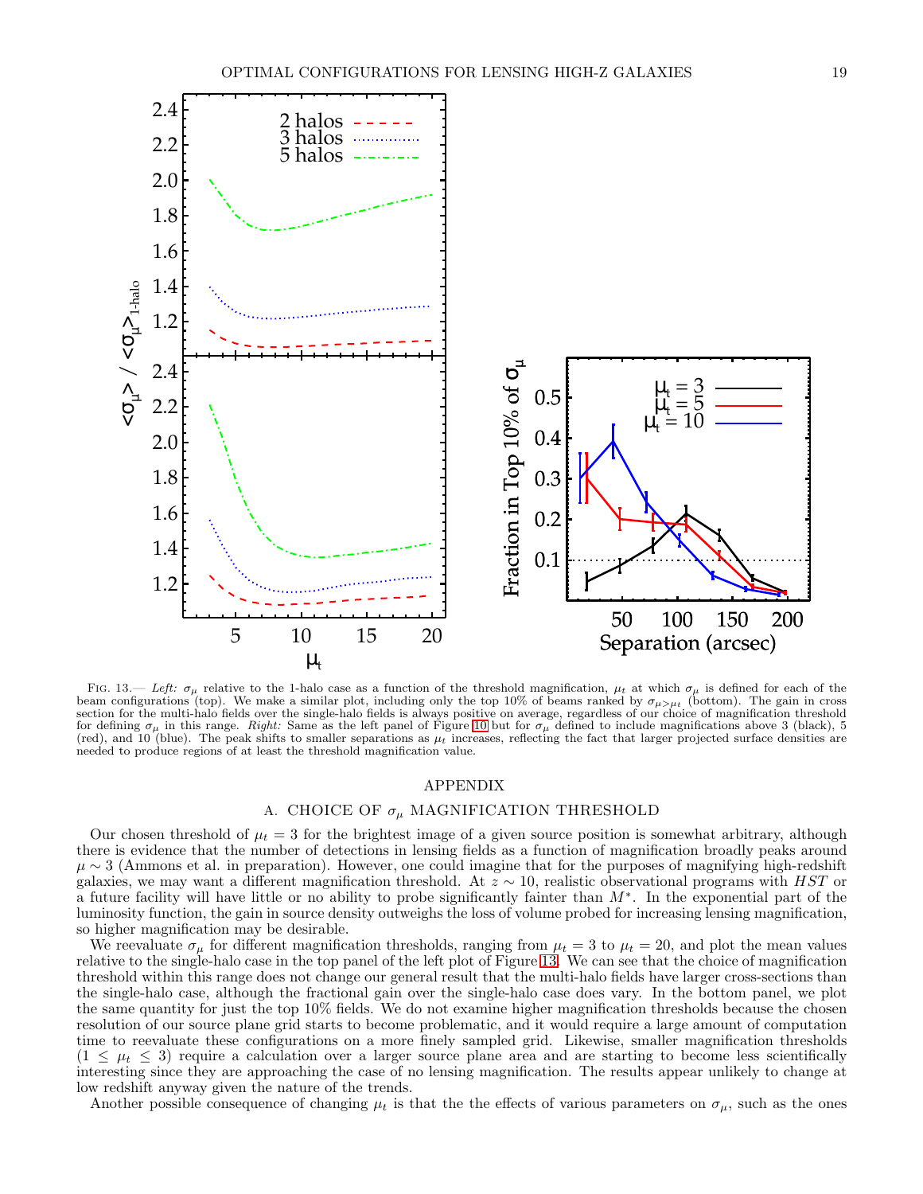Fig. 13.— *Left:* $\sigma_\mu$ relative to the 1-halo case as a function of the threshold magnification, $\mu_t$ at which $\sigma_\mu$ is defined for each of the beam configurations (top). We make a similar plot, including only the top 10% of beams ranked by $\sigma_{\mu>\mu_t}$ (bottom). The gain in cross section for the multi-halo fields over the single-halo fields is always positive on average, regardless of our choice of magnification threshold for defining $\sigma_\mu$ in this range. *Right:* Same as the left panel of Figure 10 but for $\sigma_\mu$ defined to include magnifications above 3 (black), 5 (red), and 10 (blue). The peak shifts to smaller separations as $\mu_t$ increases, reflecting the fact that larger projected surface densities are needed to produce regions of at least the threshold magnification value.

# APPENDIX

## A. CHOICE OF $\sigma_\mu$ MAGNIFICATION THRESHOLD

Our chosen threshold of $\mu_t = 3$ for the brightest image of a given source position is somewhat arbitrary, although there is evidence that the number of detections in lensing fields as a function of magnification broadly peaks around $\mu \sim 3$ (Ammons et al. in preparation). However, one could imagine that for the purposes of magnifying high-redshift galaxies, we may want a different magnification threshold. At $z \sim 10$, realistic observational programs with *HST* or a future facility will have little or no ability to probe significantly fainter than $M^*$. In the exponential part of the luminosity function, the gain in source density outweighs the loss of volume probed for increasing lensing magnification, so higher magnification may be desirable.

We reevaluate $\sigma_\mu$ for different magnification thresholds, ranging from $\mu_t = 3$ to $\mu_t = 20$, and plot the mean values relative to the single-halo case in the top panel of the left plot of Figure 13. We can see that the choice of magnification threshold within this range does not change our general result that the multi-halo fields have larger cross-sections than the single-halo case, although the fractional gain over the single-halo case does vary. In the bottom panel, we plot the same quantity for just the top 10% fields. We do not examine higher magnification thresholds because the chosen resolution of our source plane grid starts to become problematic, and it would require a large amount of computation time to reevaluate these configurations on a more finely sampled grid. Likewise, smaller magnification thresholds ($1 \leq \mu_t \leq 3$) require a calculation over a larger source plane area and are starting to become less scientifically interesting since they are approaching the case of no lensing magnification. The results appear unlikely to change at low redshift anyway given the nature of the trends.

Another possible consequence of changing $\mu_t$ is that the the effects of various parameters on $\sigma_\mu$, such as the ones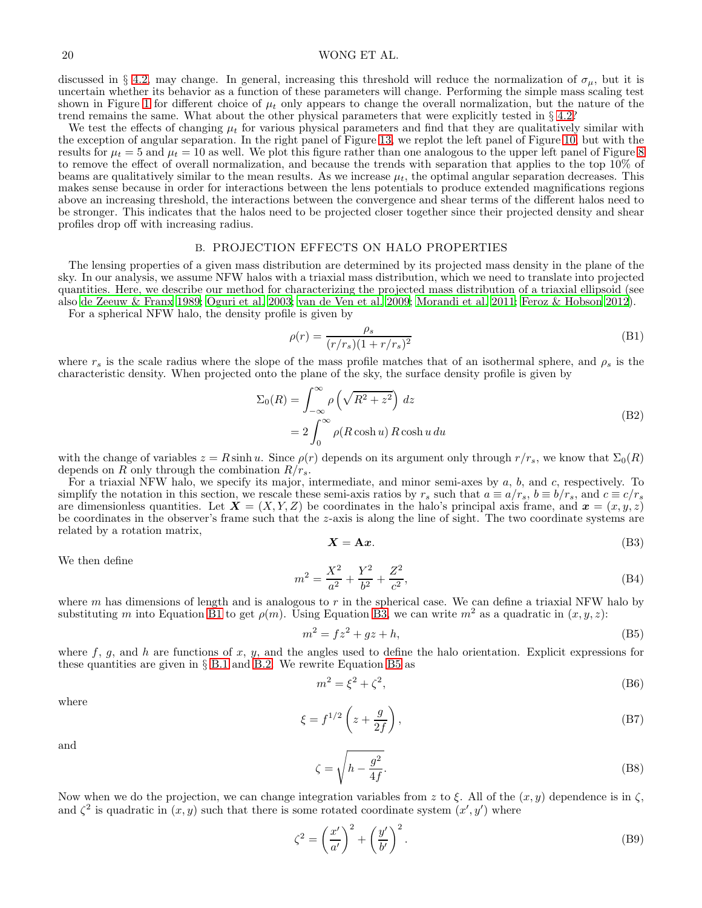discussed in § 4.2, may change. In general, increasing this threshold will reduce the normalization of $\sigma_\mu$, but it is uncertain whether its behavior as a function of these parameters will change. Performing the simple mass scaling test shown in Figure 1 for different choice of $\mu_t$ only appears to change the overall normalization, but the nature of the trend remains the same. What about the other physical parameters that were explicitly tested in § 4.2?

We test the effects of changing $\mu_t$ for various physical parameters and find that they are qualitatively similar with the exception of angular separation. In the right panel of Figure 13, we replot the left panel of Figure 10, but with the results for $\mu_t = 5$ and $\mu_t = 10$ as well. We plot this figure rather than one analogous to the upper left panel of Figure 8 to remove the effect of overall normalization, and because the trends with separation that applies to the top 10% of beams are qualitatively similar to the mean results. As we increase $\mu_t$, the optimal angular separation decreases. This makes sense because in order for interactions between the lens potentials to produce extended magnifications regions above an increasing threshold, the interactions between the convergence and shear terms of the different halos need to be stronger. This indicates that the halos need to be projected closer together since their projected density and shear profiles drop off with increasing radius.

## B. PROJECTION EFFECTS ON HALO PROPERTIES

The lensing properties of a given mass distribution are determined by its projected mass density in the plane of the sky. In our analysis, we assume NFW halos with a triaxial mass distribution, which we need to translate into projected quantities. Here, we describe our method for characterizing the projected mass distribution of a triaxial ellipsoid (see also de Zeeuw & Franx 1989; Oguri et al. 2003; van de Ven et al. 2009; Morandi et al. 2011; Feroz & Hobson 2012).

For a spherical NFW halo, the density profile is given by

$$\rho(r) = \frac{\rho_s}{(r/r_s)(1 + r/r_s)^2} \tag{B1}$$

where $r_s$ is the scale radius where the slope of the mass profile matches that of an isothermal sphere, and $\rho_s$ is the characteristic density. When projected onto the plane of the sky, the surface density profile is given by

$$\begin{aligned}\Sigma_0(R) &= \int_{-\infty}^{\infty} \rho\left(\sqrt{R^2 + z^2}\right)\, dz \\ &= 2\int_0^{\infty} \rho(R\cosh u)\, R\cosh u\, du\end{aligned} \tag{B2}$$

with the change of variables $z = R\sinh u$. Since $\rho(r)$ depends on its argument only through $r/r_s$, we know that $\Sigma_0(R)$ depends on $R$ only through the combination $R/r_s$.

For a triaxial NFW halo, we specify its major, intermediate, and minor semi-axes by $a$, $b$, and $c$, respectively. To simplify the notation in this section, we rescale these semi-axis ratios by $r_s$ such that $a \equiv a/r_s$, $b \equiv b/r_s$, and $c \equiv c/r_s$ are dimensionless quantities. Let $\boldsymbol{X} = (X, Y, Z)$ be coordinates in the halo's principal axis frame, and $\boldsymbol{x} = (x, y, z)$ be coordinates in the observer's frame such that the $z$-axis is along the line of sight. The two coordinate systems are related by a rotation matrix,

$$\boldsymbol{X} = \mathbf{A}\boldsymbol{x}. \tag{B3}$$

We then define

$$m^2 = \frac{X^2}{a^2} + \frac{Y^2}{b^2} + \frac{Z^2}{c^2}, \tag{B4}$$

where $m$ has dimensions of length and is analogous to $r$ in the spherical case. We can define a triaxial NFW halo by substituting $m$ into Equation B1 to get $\rho(m)$. Using Equation B3, we can write $m^2$ as a quadratic in $(x, y, z)$:

$$m^2 = fz^2 + gz + h, \tag{B5}$$

where $f$, $g$, and $h$ are functions of $x$, $y$, and the angles used to define the halo orientation. Explicit expressions for these quantities are given in § B.1 and B.2. We rewrite Equation B5 as

$$m^2 = \xi^2 + \zeta^2, \tag{B6}$$

where

$$\xi = f^{1/2}\left(z + \frac{g}{2f}\right), \tag{B7}$$

and

$$\zeta = \sqrt{h - \frac{g^2}{4f}}. \tag{B8}$$

Now when we do the projection, we can change integration variables from $z$ to $\xi$. All of the $(x, y)$ dependence is in $\zeta$, and $\zeta^2$ is quadratic in $(x, y)$ such that there is some rotated coordinate system $(x', y')$ where

$$\zeta^2 = \left(\frac{x'}{a'}\right)^2 + \left(\frac{y'}{b'}\right)^2. \tag{B9}$$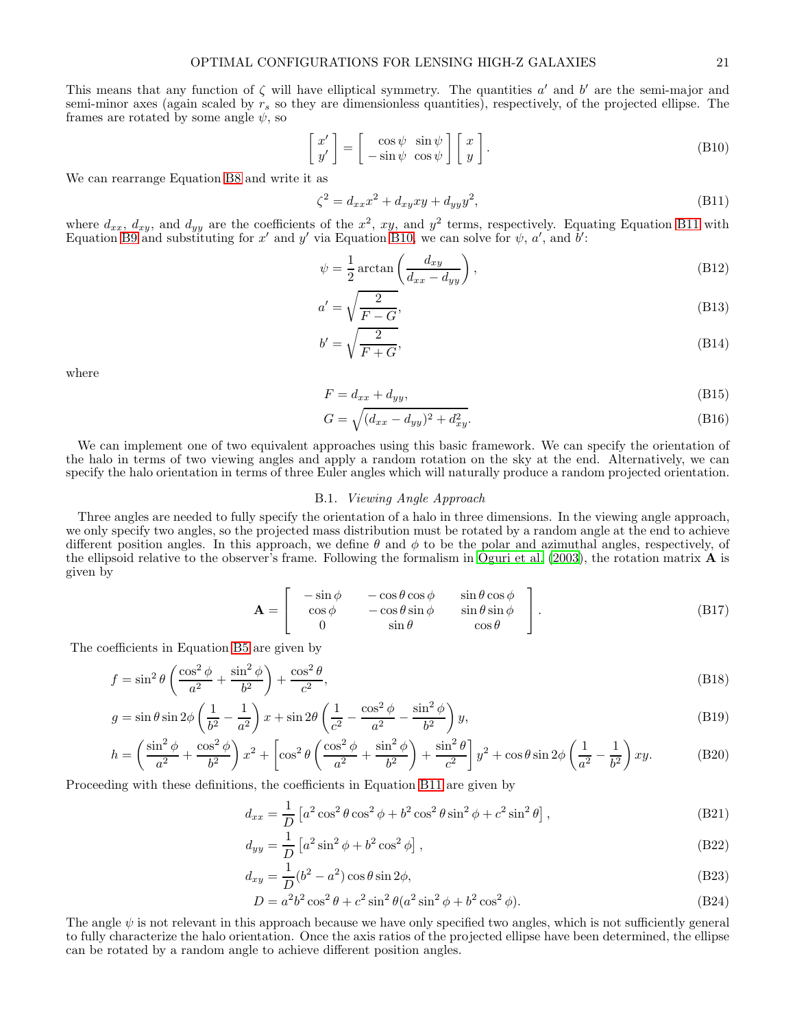This means that any function of $\zeta$ will have elliptical symmetry. The quantities $a'$ and $b'$ are the semi-major and semi-minor axes (again scaled by $r_s$ so they are dimensionless quantities), respectively, of the projected ellipse. The frames are rotated by some angle $\psi$, so

$$\begin{bmatrix} x' \\ y' \end{bmatrix} = \begin{bmatrix} \cos\psi & \sin\psi \\ -\sin\psi & \cos\psi \end{bmatrix} \begin{bmatrix} x \\ y \end{bmatrix}. \tag{B10}$$

We can rearrange Equation B8 and write it as

$$\zeta^2 = d_{xx}x^2 + d_{xy}xy + d_{yy}y^2, \tag{B11}$$

where $d_{xx}$, $d_{xy}$, and $d_{yy}$ are the coefficients of the $x^2$, $xy$, and $y^2$ terms, respectively. Equating Equation B11 with Equation B9 and substituting for $x'$ and $y'$ via Equation B10, we can solve for $\psi$, $a'$, and $b'$:

$$\psi = \frac{1}{2}\arctan\left(\frac{d_{xy}}{d_{xx} - d_{yy}}\right), \tag{B12}$$

$$a' = \sqrt{\frac{2}{F - G}}, \tag{B13}$$

$$b' = \sqrt{\frac{2}{F + G}}, \tag{B14}$$

where

$$F = d_{xx} + d_{yy}, \tag{B15}$$

$$G = \sqrt{(d_{xx} - d_{yy})^2 + d_{xy}^2}. \tag{B16}$$

We can implement one of two equivalent approaches using this basic framework. We can specify the orientation of the halo in terms of two viewing angles and apply a random rotation on the sky at the end. Alternatively, we can specify the halo orientation in terms of three Euler angles which will naturally produce a random projected orientation.

### B.1. *Viewing Angle Approach*

Three angles are needed to fully specify the orientation of a halo in three dimensions. In the viewing angle approach, we only specify two angles, so the projected mass distribution must be rotated by a random angle at the end to achieve different position angles. In this approach, we define $\theta$ and $\phi$ to be the polar and azimuthal angles, respectively, of the ellipsoid relative to the observer's frame. Following the formalism in Oguri et al. (2003), the rotation matrix $\mathbf{A}$ is given by

$$\mathbf{A} = \begin{bmatrix} -\sin\phi & -\cos\theta\cos\phi & \sin\theta\cos\phi \\ \cos\phi & -\cos\theta\sin\phi & \sin\theta\sin\phi \\ 0 & \sin\theta & \cos\theta \end{bmatrix}. \tag{B17}$$

The coefficients in Equation B5 are given by

$$f = \sin^2\theta\left(\frac{\cos^2\phi}{a^2} + \frac{\sin^2\phi}{b^2}\right) + \frac{\cos^2\theta}{c^2}, \tag{B18}$$

$$g = \sin\theta\sin 2\phi\left(\frac{1}{b^2} - \frac{1}{a^2}\right)x + \sin 2\theta\left(\frac{1}{c^2} - \frac{\cos^2\phi}{a^2} - \frac{\sin^2\phi}{b^2}\right)y, \tag{B19}$$

$$h = \left(\frac{\sin^2\phi}{a^2} + \frac{\cos^2\phi}{b^2}\right)x^2 + \left[\cos^2\theta\left(\frac{\cos^2\phi}{a^2} + \frac{\sin^2\phi}{b^2}\right) + \frac{\sin^2\theta}{c^2}\right]y^2 + \cos\theta\sin 2\phi\left(\frac{1}{a^2} - \frac{1}{b^2}\right)xy. \tag{B20}$$

Proceeding with these definitions, the coefficients in Equation B11 are given by

$$d_{xx} = \frac{1}{D}\left[a^2\cos^2\theta\cos^2\phi + b^2\cos^2\theta\sin^2\phi + c^2\sin^2\theta\right], \tag{B21}$$

$$d_{yy} = \frac{1}{D}\left[a^2\sin^2\phi + b^2\cos^2\phi\right], \tag{B22}$$

$$d_{xy} = \frac{1}{D}(b^2 - a^2)\cos\theta\sin 2\phi, \tag{B23}$$

$$D = a^2b^2\cos^2\theta + c^2\sin^2\theta(a^2\sin^2\phi + b^2\cos^2\phi). \tag{B24}$$

The angle $\psi$ is not relevant in this approach because we have only specified two angles, which is not sufficiently general to fully characterize the halo orientation. Once the axis ratios of the projected ellipse have been determined, the ellipse can be rotated by a random angle to achieve different position angles.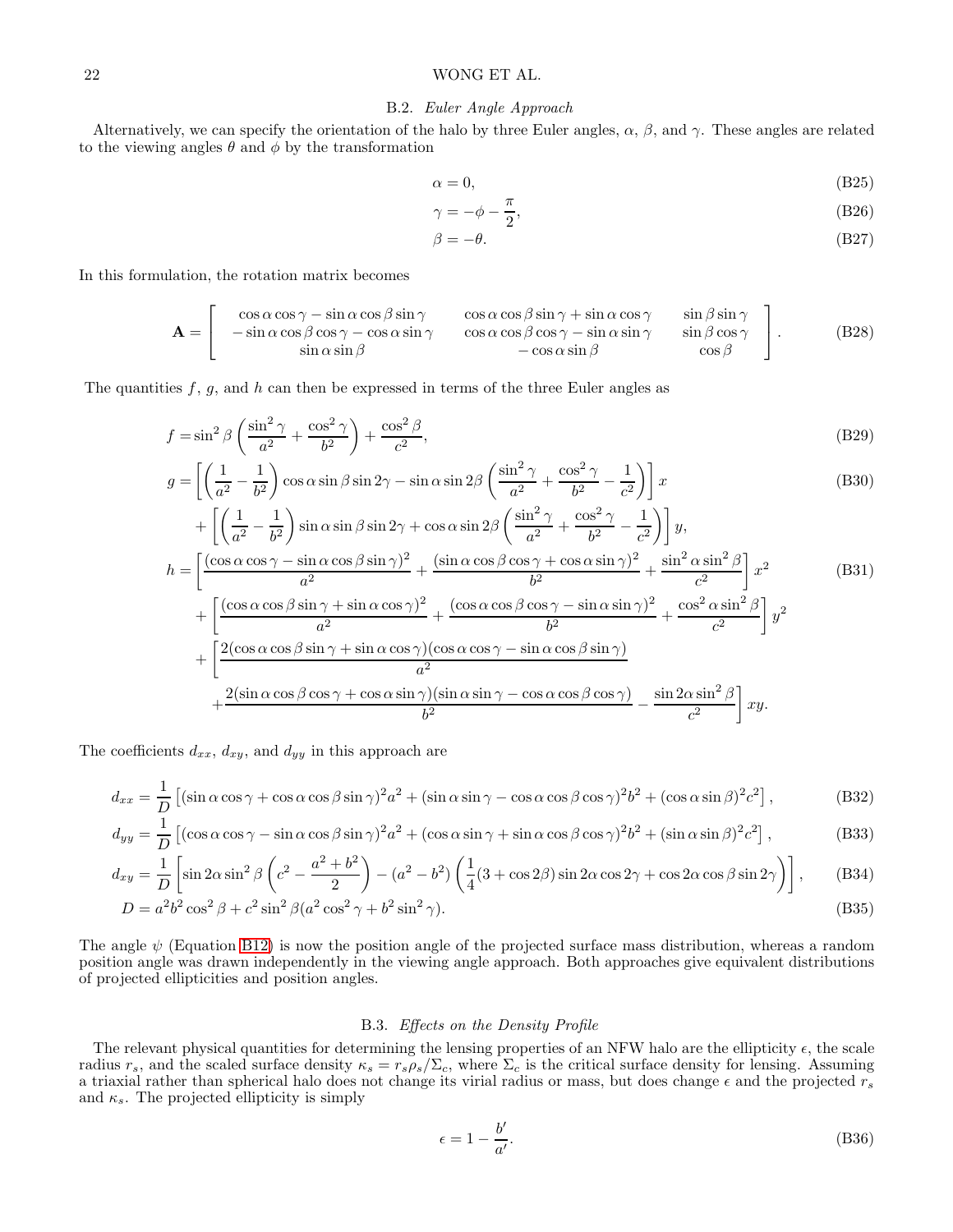### B.2. *Euler Angle Approach*

Alternatively, we can specify the orientation of the halo by three Euler angles, $\alpha$, $\beta$, and $\gamma$. These angles are related to the viewing angles $\theta$ and $\phi$ by the transformation

$$\alpha = 0, \tag{B25}$$

$$\gamma = -\phi - \frac{\pi}{2}, \tag{B26}$$

$$\beta = -\theta. \tag{B27}$$

In this formulation, the rotation matrix becomes

$$\mathbf{A} = \begin{bmatrix} \cos\alpha\cos\gamma - \sin\alpha\cos\beta\sin\gamma & \cos\alpha\cos\beta\sin\gamma + \sin\alpha\cos\gamma & \sin\beta\sin\gamma \\ -\sin\alpha\cos\beta\cos\gamma - \cos\alpha\sin\gamma & \cos\alpha\cos\beta\cos\gamma - \sin\alpha\sin\gamma & \sin\beta\cos\gamma \\ \sin\alpha\sin\beta & -\cos\alpha\sin\beta & \cos\beta \end{bmatrix}. \tag{B28}$$

The quantities $f$, $g$, and $h$ can then be expressed in terms of the three Euler angles as

$$f = \sin^2\beta\left(\frac{\sin^2\gamma}{a^2} + \frac{\cos^2\gamma}{b^2}\right) + \frac{\cos^2\beta}{c^2}, \tag{B29}$$

$$\begin{aligned} g = &\left[\left(\frac{1}{a^2} - \frac{1}{b^2}\right)\cos\alpha\sin\beta\sin 2\gamma - \sin\alpha\sin 2\beta\left(\frac{\sin^2\gamma}{a^2} + \frac{\cos^2\gamma}{b^2} - \frac{1}{c^2}\right)\right]x \\ &+ \left[\left(\frac{1}{a^2} - \frac{1}{b^2}\right)\sin\alpha\sin\beta\sin 2\gamma + \cos\alpha\sin 2\beta\left(\frac{\sin^2\gamma}{a^2} + \frac{\cos^2\gamma}{b^2} - \frac{1}{c^2}\right)\right]y, \end{aligned} \tag{B30}$$

$$\begin{aligned} h = &\left[\frac{(\cos\alpha\cos\gamma - \sin\alpha\cos\beta\sin\gamma)^2}{a^2} + \frac{(\sin\alpha\cos\beta\cos\gamma + \cos\alpha\sin\gamma)^2}{b^2} + \frac{\sin^2\alpha\sin^2\beta}{c^2}\right]x^2 \\ &+ \left[\frac{(\cos\alpha\cos\beta\sin\gamma + \sin\alpha\cos\gamma)^2}{a^2} + \frac{(\cos\alpha\cos\beta\cos\gamma - \sin\alpha\sin\gamma)^2}{b^2} + \frac{\cos^2\alpha\sin^2\beta}{c^2}\right]y^2 \\ &+ \left[\frac{2(\cos\alpha\cos\beta\sin\gamma + \sin\alpha\cos\gamma)(\cos\alpha\cos\gamma - \sin\alpha\cos\beta\sin\gamma)}{a^2}\right. \\ &\left. + \frac{2(\sin\alpha\cos\beta\cos\gamma + \cos\alpha\sin\gamma)(\sin\alpha\sin\gamma - \cos\alpha\cos\beta\cos\gamma)}{b^2} - \frac{\sin 2\alpha\sin^2\beta}{c^2}\right]xy. \end{aligned} \tag{B31}$$

The coefficients $d_{xx}$, $d_{xy}$, and $d_{yy}$ in this approach are

$$d_{xx} = \frac{1}{D}\left[(\sin\alpha\cos\gamma + \cos\alpha\cos\beta\sin\gamma)^2 a^2 + (\sin\alpha\sin\gamma - \cos\alpha\cos\beta\cos\gamma)^2 b^2 + (\cos\alpha\sin\beta)^2 c^2\right], \tag{B32}$$

$$d_{yy} = \frac{1}{D}\left[(\cos\alpha\cos\gamma - \sin\alpha\cos\beta\sin\gamma)^2 a^2 + (\cos\alpha\sin\gamma + \sin\alpha\cos\beta\cos\gamma)^2 b^2 + (\sin\alpha\sin\beta)^2 c^2\right], \tag{B33}$$

$$d_{xy} = \frac{1}{D}\left[\sin 2\alpha\sin^2\beta\left(c^2 - \frac{a^2+b^2}{2}\right) - (a^2 - b^2)\left(\frac{1}{4}(3 + \cos 2\beta)\sin 2\alpha\cos 2\gamma + \cos 2\alpha\cos\beta\sin 2\gamma\right)\right], \tag{B34}$$

$$D = a^2b^2\cos^2\beta + c^2\sin^2\beta(a^2\cos^2\gamma + b^2\sin^2\gamma). \tag{B35}$$

The angle $\psi$ (Equation B12) is now the position angle of the projected surface mass distribution, whereas a random position angle was drawn independently in the viewing angle approach. Both approaches give equivalent distributions of projected ellipticities and position angles.

### B.3. *Effects on the Density Profile*

The relevant physical quantities for determining the lensing properties of an NFW halo are the ellipticity $\epsilon$, the scale radius $r_s$, and the scaled surface density $\kappa_s = r_s\rho_s/\Sigma_c$, where $\Sigma_c$ is the critical surface density for lensing. Assuming a triaxial rather than spherical halo does not change its virial radius or mass, but does change $\epsilon$ and the projected $r_s$ and $\kappa_s$. The projected ellipticity is simply

$$\epsilon = 1 - \frac{b'}{a'}. \tag{B36}$$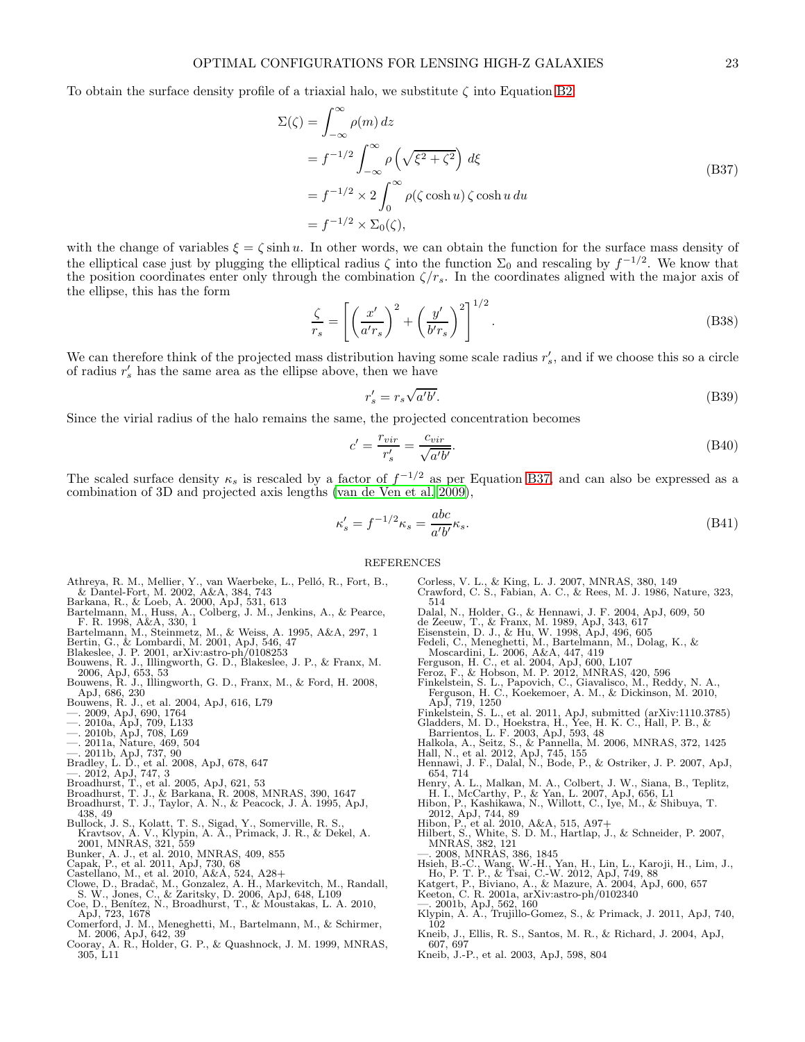To obtain the surface density profile of a triaxial halo, we substitute $\zeta$ into Equation B2

$$
\begin{aligned}
\Sigma(\zeta) &= \int_{-\infty}^{\infty} \rho(m)\, dz \\
&= f^{-1/2} \int_{-\infty}^{\infty} \rho\left(\sqrt{\xi^2 + \zeta^2}\right)\, d\xi \\
&= f^{-1/2} \times 2 \int_{0}^{\infty} \rho(\zeta \cosh u)\, \zeta \cosh u\, du \\
&= f^{-1/2} \times \Sigma_0(\zeta),
\end{aligned}
\tag{B37}
$$

with the change of variables $\xi = \zeta \sinh u$. In other words, we can obtain the function for the surface mass density of the elliptical case just by plugging the elliptical radius $\zeta$ into the function $\Sigma_0$ and rescaling by $f^{-1/2}$. We know that the position coordinates enter only through the combination $\zeta/r_s$. In the coordinates aligned with the major axis of the ellipse, this has the form

$$
\frac{\zeta}{r_s} = \left[ \left(\frac{x'}{a' r_s}\right)^2 + \left(\frac{y'}{b' r_s}\right)^2 \right]^{1/2}. \tag{B38}
$$

We can therefore think of the projected mass distribution having some scale radius $r_s'$, and if we choose this so a circle of radius $r_s'$ has the same area as the ellipse above, then we have

$$
r_s' = r_s \sqrt{a'b'}. \tag{B39}
$$

Since the virial radius of the halo remains the same, the projected concentration becomes

$$
c' = \frac{r_{vir}}{r_s'} = \frac{c_{vir}}{\sqrt{a'b'}}. \tag{B40}
$$

The scaled surface density $\kappa_s$ is rescaled by a factor of $f^{-1/2}$ as per Equation B37, and can also be expressed as a combination of 3D and projected axis lengths (van de Ven et al. 2009),

$$
\kappa_s' = f^{-1/2} \kappa_s = \frac{abc}{a'b'} \kappa_s. \tag{B41}
$$

## REFERENCES

Athreya, R. M., Mellier, Y., van Waerbeke, L., Pelló, R., Fort, B., & Dantel-Fort, M. 2002, A&A, 384, 743
Barkana, R., & Loeb, A. 2000, ApJ, 531, 613
Bartelmann, M., Huss, A., Colberg, J. M., Jenkins, A., & Pearce, F. R. 1998, A&A, 330, 1
Bartelmann, M., Steinmetz, M., & Weiss, A. 1995, A&A, 297, 1
Bertin, G., & Lombardi, M. 2001, ApJ, 546, 47
Blakeslee, J. P. 2001, arXiv:astro-ph/0108253
Bouwens, R. J., Illingworth, G. D., Blakeslee, J. P., & Franx, M. 2006, ApJ, 653, 53
Bouwens, R. J., Illingworth, G. D., Franx, M., & Ford, H. 2008, ApJ, 686, 230
Bouwens, R. J., et al. 2004, ApJ, 616, L79
—. 2009, ApJ, 690, 1764
—. 2010a, ApJ, 709, L133
—. 2010b, ApJ, 708, L69
—. 2011a, Nature, 469, 504
—. 2011b, ApJ, 737, 90
Bradley, L. D., et al. 2008, ApJ, 678, 647
—. 2012, ApJ, 747, 3
Broadhurst, T., et al. 2005, ApJ, 621, 53
Broadhurst, T. J., & Barkana, R. 2008, MNRAS, 390, 1647
Broadhurst, T. J., Taylor, A. N., & Peacock, J. A. 1995, ApJ, 438, 49
Bullock, J. S., Kolatt, T. S., Sigad, Y., Somerville, R. S., Kravtsov, A. V., Klypin, A. A., Primack, J. R., & Dekel, A. 2001, MNRAS, 321, 559
Bunker, A. J., et al. 2010, MNRAS, 409, 855
Capak, P., et al. 2011, ApJ, 730, 68
Castellano, M., et al. 2010, A&A, 524, A28+
Clowe, D., Bradač, M., Gonzalez, A. H., Markevitch, M., Randall, S. W., Jones, C., & Zaritsky, D. 2006, ApJ, 648, L109
Coe, D., Benítez, N., Broadhurst, T., & Moustakas, L. A. 2010, ApJ, 723, 1678
Comerford, J. M., Meneghetti, M., Bartelmann, M., & Schirmer, M. 2006, ApJ, 642, 39
Cooray, A. R., Holder, G. P., & Quashnock, J. M. 1999, MNRAS, 305, L11
Corless, V. L., & King, L. J. 2007, MNRAS, 380, 149
Crawford, C. S., Fabian, A. C., & Rees, M. J. 1986, Nature, 323, 514
Dalal, N., Holder, G., & Hennawi, J. F. 2004, ApJ, 609, 50
de Zeeuw, T., & Franx, M. 1989, ApJ, 343, 617
Eisenstein, D. J., & Hu, W. 1998, ApJ, 496, 605
Fedeli, C., Meneghetti, M., Bartelmann, M., Dolag, K., & Moscardini, L. 2006, A&A, 447, 419
Ferguson, H. C., et al. 2004, ApJ, 600, L107
Feroz, F., & Hobson, M. P. 2012, MNRAS, 420, 596
Finkelstein, S. L., Papovich, C., Giavalisco, M., Reddy, N. A., Ferguson, H. C., Koekemoer, A. M., & Dickinson, M. 2010, ApJ, 719, 1250
Finkelstein, S. L., et al. 2011, ApJ, submitted (arXiv:1110.3785)
Gladders, M. D., Hoekstra, H., Yee, H. K. C., Hall, P. B., & Barrientos, L. F. 2003, ApJ, 593, 48
Halkola, A., Seitz, S., & Pannella, M. 2006, MNRAS, 372, 1425
Hall, N., et al. 2012, ApJ, 745, 155
Hennawi, J. F., Dalal, N., Bode, P., & Ostriker, J. P. 2007, ApJ, 654, 714
Henry, A. L., Malkan, M. A., Colbert, J. W., Siana, B., Teplitz, H. I., McCarthy, P., & Yan, L. 2007, ApJ, 656, L1
Hibon, P., Kashikawa, N., Willott, C., Iye, M., & Shibuya, T. 2012, ApJ, 744, 89
Hibon, P., et al. 2010, A&A, 515, A97+
Hilbert, S., White, S. D. M., Hartlap, J., & Schneider, P. 2007, MNRAS, 382, 121
—. 2008, MNRAS, 386, 1845
Hsieh, B.-C., Wang, W.-H., Yan, H., Lin, L., Karoji, H., Lim, J., Ho, P. T. P., & Tsai, C.-W. 2012, ApJ, 749, 88
Katgert, P., Biviano, A., & Mazure, A. 2004, ApJ, 600, 657
Keeton, C. R. 2001a, arXiv:astro-ph/0102340
—. 2001b, ApJ, 562, 160
Klypin, A. A., Trujillo-Gomez, S., & Primack, J. 2011, ApJ, 740, 102
Kneib, J., Ellis, R. S., Santos, M. R., & Richard, J. 2004, ApJ, 607, 697
Kneib, J.-P., et al. 2003, ApJ, 598, 804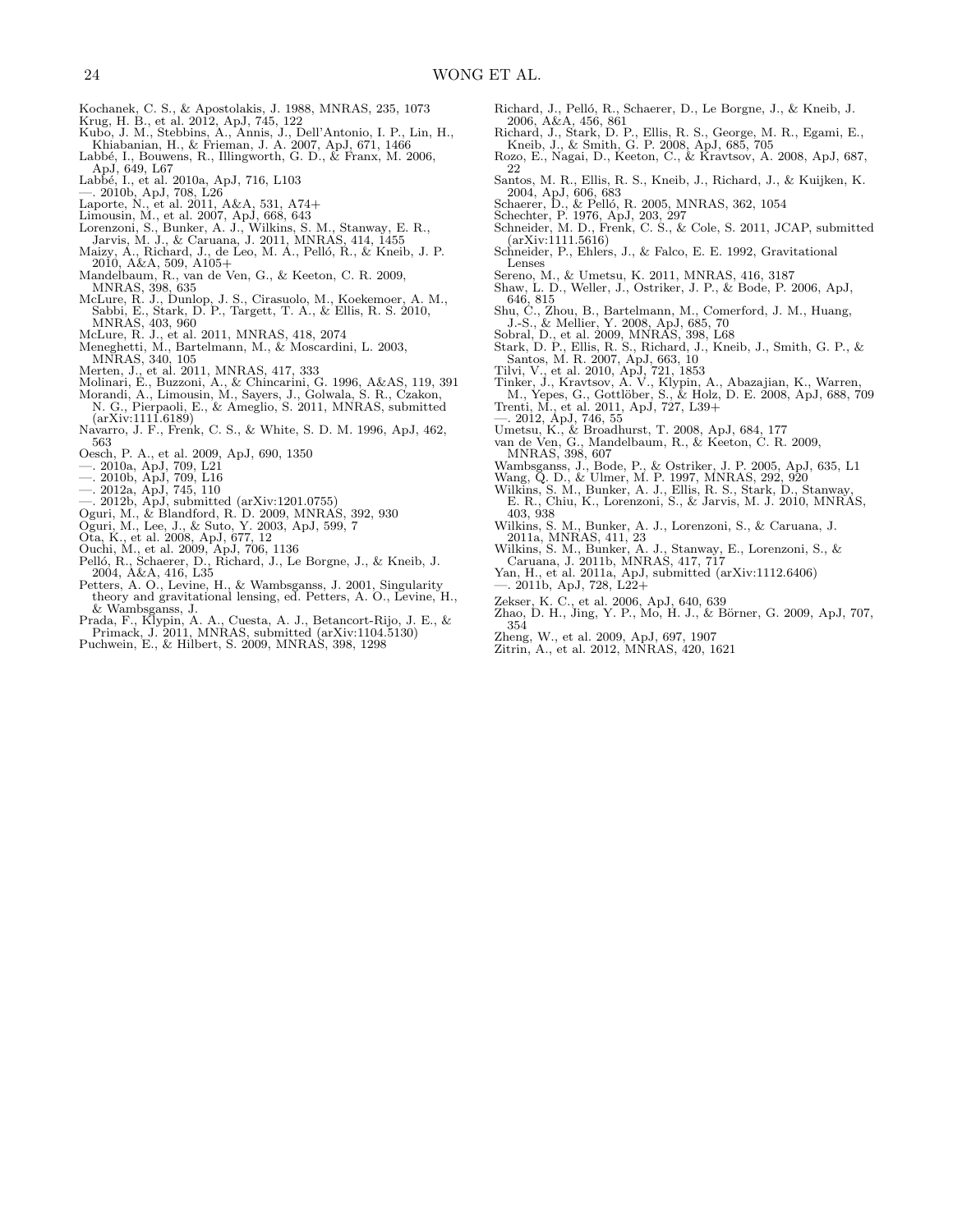Kochanek, C. S., & Apostolakis, J. 1988, MNRAS, 235, 1073
Krug, H. B., et al. 2012, ApJ, 745, 122
Kubo, J. M., Stebbins, A., Annis, J., Dell'Antonio, I. P., Lin, H., Khiabanian, H., & Frieman, J. A. 2007, ApJ, 671, 1466
Labbé, I., Bouwens, R., Illingworth, G. D., & Franx, M. 2006, ApJ, 649, L67
Labbé, I., et al. 2010a, ApJ, 716, L103
—. 2010b, ApJ, 708, L26
Laporte, N., et al. 2011, A&A, 531, A74+
Limousin, M., et al. 2007, ApJ, 668, 643
Lorenzoni, S., Bunker, A. J., Wilkins, S. M., Stanway, E. R., Jarvis, M. J., & Caruana, J. 2011, MNRAS, 414, 1455
Maizy, A., Richard, J., de Leo, M. A., Pelló, R., & Kneib, J. P. 2010, A&A, 509, A105+
Mandelbaum, R., van de Ven, G., & Keeton, C. R. 2009, MNRAS, 398, 635
McLure, R. J., Dunlop, J. S., Cirasuolo, M., Koekemoer, A. M., Sabbi, E., Stark, D. P., Targett, T. A., & Ellis, R. S. 2010, MNRAS, 403, 960
McLure, R. J., et al. 2011, MNRAS, 418, 2074
Meneghetti, M., Bartelmann, M., & Moscardini, L. 2003, MNRAS, 340, 105
Merten, J., et al. 2011, MNRAS, 417, 333
Molinari, E., Buzzoni, A., & Chincarini, G. 1996, A&AS, 119, 391
Morandi, A., Limousin, M., Sayers, J., Golwala, S. R., Czakon, N. G., Pierpaoli, E., & Ameglio, S. 2011, MNRAS, submitted (arXiv:1111.6189)
Navarro, J. F., Frenk, C. S., & White, S. D. M. 1996, ApJ, 462, 563
Oesch, P. A., et al. 2009, ApJ, 690, 1350
—. 2010a, ApJ, 709, L21
—. 2010b, ApJ, 709, L16
—. 2012a, ApJ, 745, 110
—. 2012b, ApJ, submitted (arXiv:1201.0755)
Oguri, M., & Blandford, R. D. 2009, MNRAS, 392, 930
Oguri, M., Lee, J., & Suto, Y. 2003, ApJ, 599, 7
Ota, K., et al. 2008, ApJ, 677, 12
Ouchi, M., et al. 2009, ApJ, 706, 1136
Pelló, R., Schaerer, D., Richard, J., Le Borgne, J., & Kneib, J. 2004, A&A, 416, L35
Petters, A. O., Levine, H., & Wambsganss, J. 2001, Singularity theory and gravitational lensing, ed. Petters, A. O., Levine, H., & Wambsganss, J.
Prada, F., Klypin, A. A., Cuesta, A. J., Betancort-Rijo, J. E., & Primack, J. 2011, MNRAS, submitted (arXiv:1104.5130)
Puchwein, E., & Hilbert, S. 2009, MNRAS, 398, 1298
Richard, J., Pelló, R., Schaerer, D., Le Borgne, J., & Kneib, J. 2006, A&A, 456, 861
Richard, J., Stark, D. P., Ellis, R. S., George, M. R., Egami, E., Kneib, J., & Smith, G. P. 2008, ApJ, 685, 705
Rozo, E., Nagai, D., Keeton, C., & Kravtsov, A. 2008, ApJ, 687, 22
Santos, M. R., Ellis, R. S., Kneib, J., Richard, J., & Kuijken, K. 2004, ApJ, 606, 683
Schaerer, D., & Pelló, R. 2005, MNRAS, 362, 1054
Schechter, P. 1976, ApJ, 203, 297
Schneider, M. D., Frenk, C. S., & Cole, S. 2011, JCAP, submitted (arXiv:1111.5616)
Schneider, P., Ehlers, J., & Falco, E. E. 1992, Gravitational Lenses
Sereno, M., & Umetsu, K. 2011, MNRAS, 416, 3187
Shaw, L. D., Weller, J., Ostriker, J. P., & Bode, P. 2006, ApJ, 646, 815
Shu, C., Zhou, B., Bartelmann, M., Comerford, J. M., Huang, J.-S., & Mellier, Y. 2008, ApJ, 685, 70
Sobral, D., et al. 2009, MNRAS, 398, L68
Stark, D. P., Ellis, R. S., Richard, J., Kneib, J., Smith, G. P., & Santos, M. R. 2007, ApJ, 663, 10
Tilvi, V., et al. 2010, ApJ, 721, 1853
Tinker, J., Kravtsov, A. V., Klypin, A., Abazajian, K., Warren, M., Yepes, G., Gottlöber, S., & Holz, D. E. 2008, ApJ, 688, 709
Trenti, M., et al. 2011, ApJ, 727, L39+
—. 2012, ApJ, 746, 55
Umetsu, K., & Broadhurst, T. 2008, ApJ, 684, 177
van de Ven, G., Mandelbaum, R., & Keeton, C. R. 2009, MNRAS, 398, 607
Wambsganss, J., Bode, P., & Ostriker, J. P. 2005, ApJ, 635, L1
Wang, Q. D., & Ulmer, M. P. 1997, MNRAS, 292, 920
Wilkins, S. M., Bunker, A. J., Ellis, R. S., Stark, D., Stanway, E. R., Chiu, K., Lorenzoni, S., & Jarvis, M. J. 2010, MNRAS, 403, 938
Wilkins, S. M., Bunker, A. J., Lorenzoni, S., & Caruana, J. 2011a, MNRAS, 411, 23
Wilkins, S. M., Bunker, A. J., Stanway, E., Lorenzoni, S., & Caruana, J. 2011b, MNRAS, 417, 717
Yan, H., et al. 2011a, ApJ, submitted (arXiv:1112.6406)
—. 2011b, ApJ, 728, L22+
Zekser, K. C., et al. 2006, ApJ, 640, 639
Zhao, D. H., Jing, Y. P., Mo, H. J., & Börner, G. 2009, ApJ, 707, 354
Zheng, W., et al. 2009, ApJ, 697, 1907
Zitrin, A., et al. 2012, MNRAS, 420, 1621